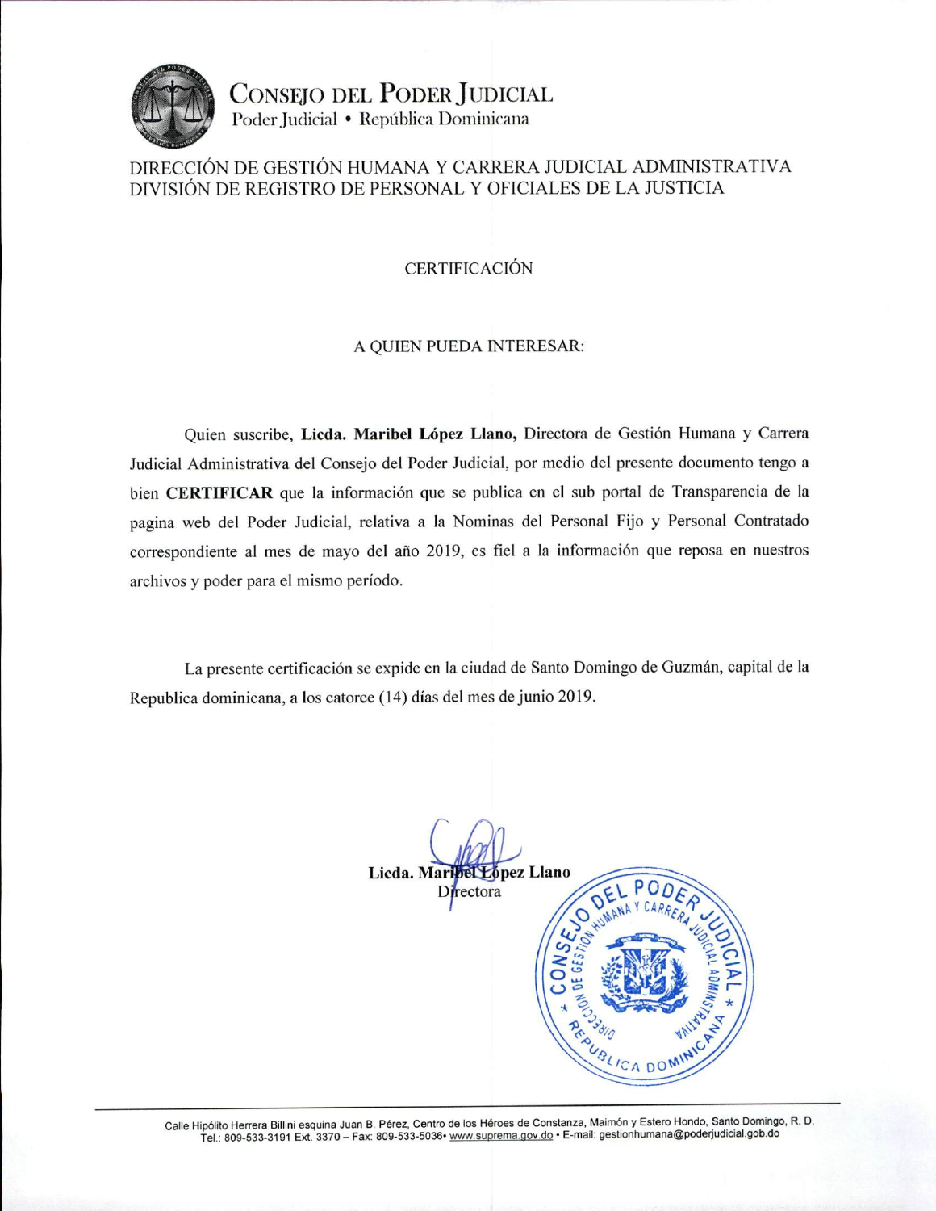# CONSEJO DEL PODER JUDICIAL

Poder Judicial • República Dominicana

DIRECCIÓN DE GESTIÓN HUMANA Y CARRERA JUDICIAL ADMINISTRATIVA
DIVISIÓN DE REGISTRO DE PERSONAL Y OFICIALES DE LA JUSTICIA

## CERTIFICACIÓN

A QUIEN PUEDA INTERESAR:

Quien suscribe, **Licda. Maribel López Llano,** Directora de Gestión Humana y Carrera Judicial Administrativa del Consejo del Poder Judicial, por medio del presente documento tengo a bien **CERTIFICAR** que la información que se publica en el sub portal de Transparencia de la pagina web del Poder Judicial, relativa a la Nominas del Personal Fijo y Personal Contratado correspondiente al mes de mayo del año 2019, es fiel a la información que reposa en nuestros archivos y poder para el mismo período.

La presente certificación se expide en la ciudad de Santo Domingo de Guzmán, capital de la Republica dominicana, a los catorce (14) días del mes de junio 2019.

**Licda. Maribel López Llano**
Directora

CONSEJO DEL PODER JUDICIAL
DIRECCIÓN DE GESTIÓN HUMANA Y CARRERA JUDICIAL ADMINISTRATIVA
REPÚBLICA DOMINICANA

Calle Hipólito Herrera Billini esquina Juan B. Pérez, Centro de los Héroes de Constanza, Maimón y Estero Hondo, Santo Domingo, R. D.
Tel.: 809-533-3191 Ext. 3370 – Fax: 809-533-5036• www.suprema.gov.do • E-mail: gestionhumana@poderjudicial.gob.do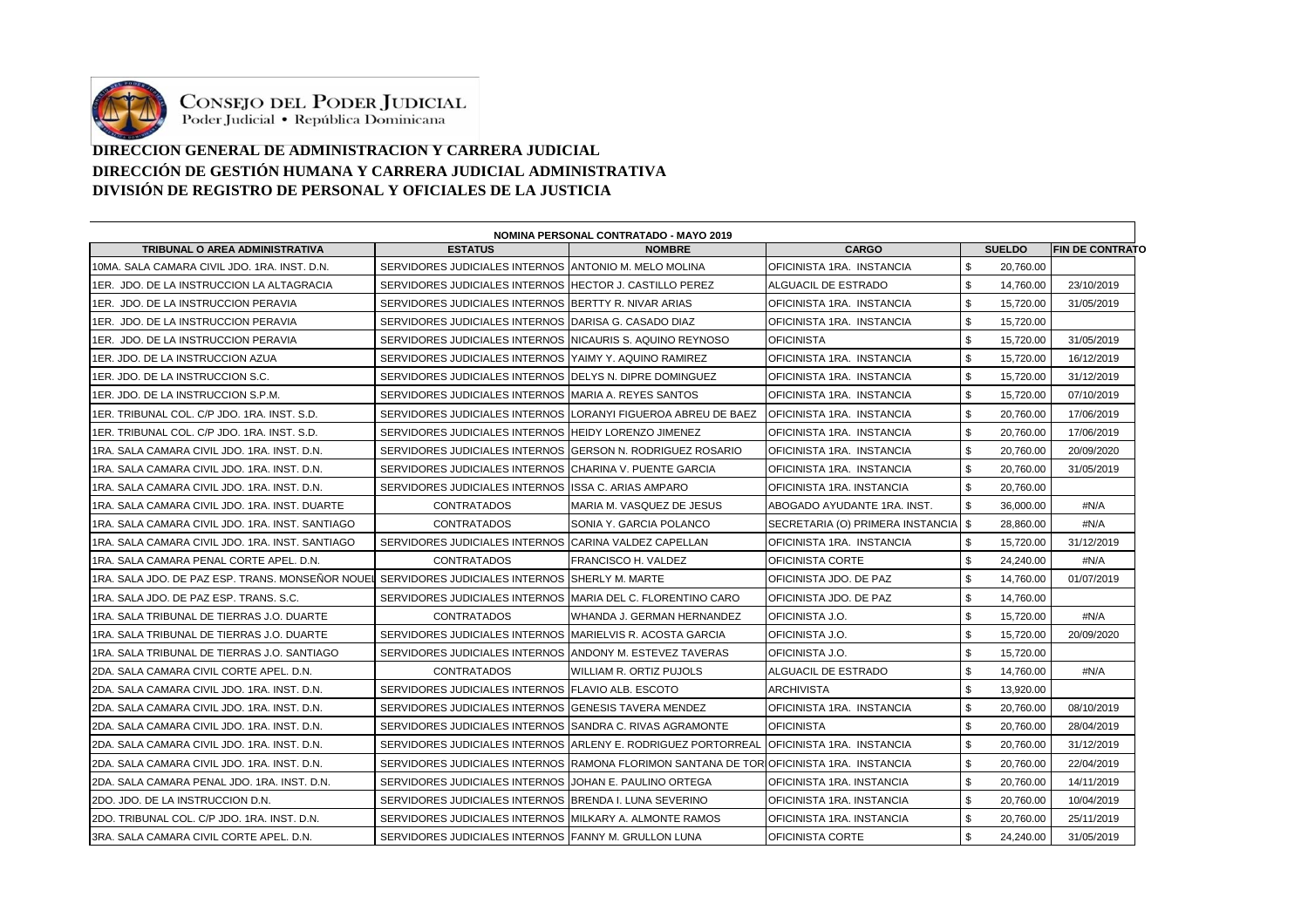CONSEJO DEL PODER JUDICIAL
Poder Judicial • República Dominicana

# DIRECCION GENERAL DE ADMINISTRACION Y CARRERA JUDICIAL
# DIRECCIÓN DE GESTIÓN HUMANA Y CARRERA JUDICIAL ADMINISTRATIVA
# DIVISIÓN DE REGISTRO DE PERSONAL Y OFICIALES DE LA JUSTICIA

**NOMINA PERSONAL CONTRATADO - MAYO 2019**

| TRIBUNAL O AREA ADMINISTRATIVA | ESTATUS | NOMBRE | CARGO | SUELDO | FIN DE CONTRATO |
|---|---|---|---|---|---|
| 10MA. SALA CAMARA CIVIL JDO. 1RA. INST. D.N. | SERVIDORES JUDICIALES INTERNOS | ANTONIO M. MELO MOLINA | OFICINISTA 1RA. INSTANCIA | $ 20,760.00 | |
| 1ER. JDO. DE LA INSTRUCCION LA ALTAGRACIA | SERVIDORES JUDICIALES INTERNOS | HECTOR J. CASTILLO PEREZ | ALGUACIL DE ESTRADO | $ 14,760.00 | 23/10/2019 |
| 1ER. JDO. DE LA INSTRUCCION PERAVIA | SERVIDORES JUDICIALES INTERNOS | BERTTY R. NIVAR ARIAS | OFICINISTA 1RA. INSTANCIA | $ 15,720.00 | 31/05/2019 |
| 1ER. JDO. DE LA INSTRUCCION PERAVIA | SERVIDORES JUDICIALES INTERNOS | DARISA G. CASADO DIAZ | OFICINISTA 1RA. INSTANCIA | $ 15,720.00 | |
| 1ER. JDO. DE LA INSTRUCCION PERAVIA | SERVIDORES JUDICIALES INTERNOS | NICAURIS S. AQUINO REYNOSO | OFICINISTA | $ 15,720.00 | 31/05/2019 |
| 1ER. JDO. DE LA INSTRUCCION AZUA | SERVIDORES JUDICIALES INTERNOS | YAIMY Y. AQUINO RAMIREZ | OFICINISTA 1RA. INSTANCIA | $ 15,720.00 | 16/12/2019 |
| 1ER. JDO. DE LA INSTRUCCION S.C. | SERVIDORES JUDICIALES INTERNOS | DELYS N. DIPRE DOMINGUEZ | OFICINISTA 1RA. INSTANCIA | $ 15,720.00 | 31/12/2019 |
| 1ER. JDO. DE LA INSTRUCCION S.P.M. | SERVIDORES JUDICIALES INTERNOS | MARIA A. REYES SANTOS | OFICINISTA 1RA. INSTANCIA | $ 15,720.00 | 07/10/2019 |
| 1ER. TRIBUNAL COL. C/P JDO. 1RA. INST. S.D. | SERVIDORES JUDICIALES INTERNOS | LORANYI FIGUEROA ABREU DE BAEZ | OFICINISTA 1RA. INSTANCIA | $ 20,760.00 | 17/06/2019 |
| 1ER. TRIBUNAL COL. C/P JDO. 1RA. INST. S.D. | SERVIDORES JUDICIALES INTERNOS | HEIDY LORENZO JIMENEZ | OFICINISTA 1RA. INSTANCIA | $ 20,760.00 | 17/06/2019 |
| 1RA. SALA CAMARA CIVIL JDO. 1RA. INST. D.N. | SERVIDORES JUDICIALES INTERNOS | GERSON N. RODRIGUEZ ROSARIO | OFICINISTA 1RA. INSTANCIA | $ 20,760.00 | 20/09/2020 |
| 1RA. SALA CAMARA CIVIL JDO. 1RA. INST. D.N. | SERVIDORES JUDICIALES INTERNOS | CHARINA V. PUENTE GARCIA | OFICINISTA 1RA. INSTANCIA | $ 20,760.00 | 31/05/2019 |
| 1RA. SALA CAMARA CIVIL JDO. 1RA. INST. D.N. | SERVIDORES JUDICIALES INTERNOS | ISSA C. ARIAS AMPARO | OFICINISTA 1RA. INSTANCIA | $ 20,760.00 | |
| 1RA. SALA CAMARA CIVIL JDO. 1RA. INST. DUARTE | CONTRATADOS | MARIA M. VASQUEZ DE JESUS | ABOGADO AYUDANTE 1RA. INST. | $ 36,000.00 | #N/A |
| 1RA. SALA CAMARA CIVIL JDO. 1RA. INST. SANTIAGO | CONTRATADOS | SONIA Y. GARCIA POLANCO | SECRETARIA (O) PRIMERA INSTANCIA | $ 28,860.00 | #N/A |
| 1RA. SALA CAMARA CIVIL JDO. 1RA. INST. SANTIAGO | SERVIDORES JUDICIALES INTERNOS | CARINA VALDEZ CAPELLAN | OFICINISTA 1RA. INSTANCIA | $ 15,720.00 | 31/12/2019 |
| 1RA. SALA CAMARA PENAL CORTE APEL. D.N. | CONTRATADOS | FRANCISCO H. VALDEZ | OFICINISTA CORTE | $ 24,240.00 | #N/A |
| 1RA. SALA JDO. DE PAZ ESP. TRANS. MONSEÑOR NOUEL | SERVIDORES JUDICIALES INTERNOS | SHERLY M. MARTE | OFICINISTA JDO. DE PAZ | $ 14,760.00 | 01/07/2019 |
| 1RA. SALA JDO. DE PAZ ESP. TRANS. S.C. | SERVIDORES JUDICIALES INTERNOS | MARIA DEL C. FLORENTINO CARO | OFICINISTA JDO. DE PAZ | $ 14,760.00 | |
| 1RA. SALA TRIBUNAL DE TIERRAS J.O. DUARTE | CONTRATADOS | WHANDA J. GERMAN HERNANDEZ | OFICINISTA J.O. | $ 15,720.00 | #N/A |
| 1RA. SALA TRIBUNAL DE TIERRAS J.O. DUARTE | SERVIDORES JUDICIALES INTERNOS | MARIELVIS R. ACOSTA GARCIA | OFICINISTA J.O. | $ 15,720.00 | 20/09/2020 |
| 1RA. SALA TRIBUNAL DE TIERRAS J.O. SANTIAGO | SERVIDORES JUDICIALES INTERNOS | ANDONY M. ESTEVEZ TAVERAS | OFICINISTA J.O. | $ 15,720.00 | |
| 2DA. SALA CAMARA CIVIL CORTE APEL. D.N. | CONTRATADOS | WILLIAM R. ORTIZ PUJOLS | ALGUACIL DE ESTRADO | $ 14,760.00 | #N/A |
| 2DA. SALA CAMARA CIVIL JDO. 1RA. INST. D.N. | SERVIDORES JUDICIALES INTERNOS | FLAVIO ALB. ESCOTO | ARCHIVISTA | $ 13,920.00 | |
| 2DA. SALA CAMARA CIVIL JDO. 1RA. INST. D.N. | SERVIDORES JUDICIALES INTERNOS | GENESIS TAVERA MENDEZ | OFICINISTA 1RA. INSTANCIA | $ 20,760.00 | 08/10/2019 |
| 2DA. SALA CAMARA CIVIL JDO. 1RA. INST. D.N. | SERVIDORES JUDICIALES INTERNOS | SANDRA C. RIVAS AGRAMONTE | OFICINISTA | $ 20,760.00 | 28/04/2019 |
| 2DA. SALA CAMARA CIVIL JDO. 1RA. INST. D.N. | SERVIDORES JUDICIALES INTERNOS | ARLENY E. RODRIGUEZ PORTORREAL | OFICINISTA 1RA. INSTANCIA | $ 20,760.00 | 31/12/2019 |
| 2DA. SALA CAMARA CIVIL JDO. 1RA. INST. D.N. | SERVIDORES JUDICIALES INTERNOS | RAMONA FLORIMON SANTANA DE TOR | OFICINISTA 1RA. INSTANCIA | $ 20,760.00 | 22/04/2019 |
| 2DA. SALA CAMARA PENAL JDO. 1RA. INST. D.N. | SERVIDORES JUDICIALES INTERNOS | JOHAN E. PAULINO ORTEGA | OFICINISTA 1RA. INSTANCIA | $ 20,760.00 | 14/11/2019 |
| 2DO. JDO. DE LA INSTRUCCION D.N. | SERVIDORES JUDICIALES INTERNOS | BRENDA I. LUNA SEVERINO | OFICINISTA 1RA. INSTANCIA | $ 20,760.00 | 10/04/2019 |
| 2DO. TRIBUNAL COL. C/P JDO. 1RA. INST. D.N. | SERVIDORES JUDICIALES INTERNOS | MILKARY A. ALMONTE RAMOS | OFICINISTA 1RA. INSTANCIA | $ 20,760.00 | 25/11/2019 |
| 3RA. SALA CAMARA CIVIL CORTE APEL. D.N. | SERVIDORES JUDICIALES INTERNOS | FANNY M. GRULLON LUNA | OFICINISTA CORTE | $ 24,240.00 | 31/05/2019 |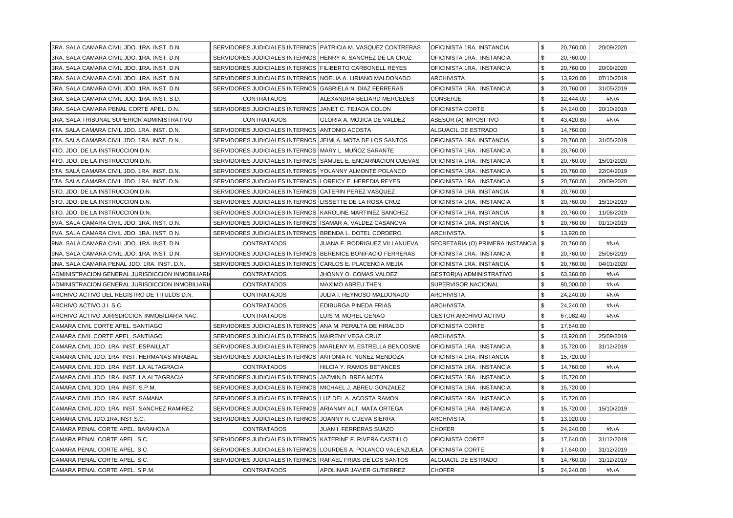| | | | | | | |
|---|---|---|---|---|---|---|
| 3RA. SALA CAMARA CIVIL JDO. 1RA. INST. D.N. | SERVIDORES JUDICIALES INTERNOS | PATRICIA M. VASQUEZ CONTRERAS | OFICINISTA 1RA. INSTANCIA | $ | 20,760.00 | 20/09/2020 |
| 3RA. SALA CAMARA CIVIL JDO. 1RA. INST. D.N. | SERVIDORES JUDICIALES INTERNOS | HENRY A. SANCHEZ DE LA CRUZ | OFICINISTA 1RA. INSTANCIA | $ | 20,760.00 | |
| 3RA. SALA CAMARA CIVIL JDO. 1RA. INST. D.N. | SERVIDORES JUDICIALES INTERNOS | FILIBERTO CARBONELL REYES | OFICINISTA 1RA. INSTANCIA | $ | 20,760.00 | 20/09/2020 |
| 3RA. SALA CAMARA CIVIL JDO. 1RA. INST. D.N. | SERVIDORES JUDICIALES INTERNOS | NOELIA A. LIRIANO MALDONADO | ARCHIVISTA | $ | 13,920.00 | 07/10/2019 |
| 3RA. SALA CAMARA CIVIL JDO. 1RA. INST. D.N. | SERVIDORES JUDICIALES INTERNOS | GABRIELA N. DIAZ FERRERAS | OFICINISTA 1RA. INSTANCIA | $ | 20,760.00 | 31/05/2019 |
| 3RA. SALA CAMARA CIVIL JDO. 1RA. INST. S.D. | CONTRATADOS | ALEXANDRA BELIARD MERCEDES | CONSERJE | $ | 12,444.00 | #N/A |
| 3RA. SALA CAMARA PENAL CORTE APEL. D.N. | SERVIDORES JUDICIALES INTERNOS | JANET C. TEJADA COLON | OFICINISTA CORTE | $ | 24,240.00 | 20/10/2019 |
| 3RA. SALA TRIBUNAL SUPERIOR ADMINISTRATIVO | CONTRATADOS | GLORIA A. MOJICA DE VALDEZ | ASESOR (A) IMPOSITIVO | $ | 43,420.80 | #N/A |
| 4TA. SALA CAMARA CIVIL JDO. 1RA. INST. D.N. | SERVIDORES JUDICIALES INTERNOS | ANTONIO ACOSTA | ALGUACIL DE ESTRADO | $ | 14,760.00 | |
| 4TA. SALA CAMARA CIVIL JDO. 1RA. INST. D.N. | SERVIDORES JUDICIALES INTERNOS | JEIMI A. MOTA DE LOS SANTOS | OFICINISTA 1RA. INSTANCIA | $ | 20,760.00 | 31/05/2019 |
| 4TO. JDO. DE LA INSTRUCCION D.N. | SERVIDORES JUDICIALES INTERNOS | MARY L. MUÑOZ SARANTE | OFICINISTA 1RA. INSTANCIA | $ | 20,760.00 | |
| 4TO. JDO. DE LA INSTRUCCION D.N. | SERVIDORES JUDICIALES INTERNOS | SAMUEL E. ENCARNACION CUEVAS | OFICINISTA 1RA. INSTANCIA | $ | 20,760.00 | 15/01/2020 |
| 5TA. SALA CAMARA CIVIL JDO. 1RA. INST. D.N. | SERVIDORES JUDICIALES INTERNOS | YOLANNY ALMONTE POLANCO | OFICINISTA 1RA. INSTANCIA | $ | 20,760.00 | 22/04/2019 |
| 5TA. SALA CAMARA CIVIL JDO. 1RA. INST. D.N. | SERVIDORES JUDICIALES INTERNOS | LOREICY E. HEREDIA REYES | OFICINISTA 1RA. INSTANCIA | $ | 20,760.00 | 20/09/2020 |
| 5TO. JDO. DE LA INSTRUCCION D.N. | SERVIDORES JUDICIALES INTERNOS | CATERIN PEREZ VASQUEZ | OFICINISTA 1RA. INSTANCIA | $ | 20,760.00 | |
| 5TO. JDO. DE LA INSTRUCCION D.N. | SERVIDORES JUDICIALES INTERNOS | LISSETTE DE LA ROSA CRUZ | OFICINISTA 1RA. INSTANCIA | $ | 20,760.00 | 15/10/2019 |
| 6TO. JDO. DE LA INSTRUCCION D.N. | SERVIDORES JUDICIALES INTERNOS | KAROLINE MARTINEZ SANCHEZ | OFICINISTA 1RA. INSTANCIA | $ | 20,760.00 | 11/08/2019 |
| 8VA. SALA CAMARA CIVIL JDO. 1RA. INST. D.N. | SERVIDORES JUDICIALES INTERNOS | ISAMAR A. VALDEZ CASANOVA | OFICINISTA 1RA. INSTANCIA | $ | 20,760.00 | 01/10/2019 |
| 8VA. SALA CAMARA CIVIL JDO. 1RA. INST. D.N. | SERVIDORES JUDICIALES INTERNOS | BRENDA L. DOTEL CORDERO | ARCHIVISTA | $ | 13,920.00 | |
| 9NA. SALA CAMARA CIVIL JDO. 1RA. INST. D.N. | CONTRATADOS | JUANA F. RODRIGUEZ VILLANUEVA | SECRETARIA (O) PRIMERA INSTANCIA | $ | 20,760.00 | #N/A |
| 9NA. SALA CAMARA CIVIL JDO. 1RA. INST. D.N. | SERVIDORES JUDICIALES INTERNOS | BERENICE BONIFACIO FERRERAS | OFICINISTA 1RA. INSTANCIA | $ | 20,760.00 | 25/08/2019 |
| 9NA. SALA CAMARA PENAL JDO. 1RA. INST. D.N. | SERVIDORES JUDICIALES INTERNOS | CARLOS E. PLACENCIA MEJIA | OFICINISTA 1RA. INSTANCIA | $ | 20,760.00 | 04/01/2020 |
| ADMINISTRACION GENERAL JURISDICCION INMOBILIARIA | CONTRATADOS | JHONNY O. COMAS VALDEZ | GESTOR(A) ADMINISTRATIVO | $ | 63,360.00 | #N/A |
| ADMINISTRACION GENERAL JURISDICCION INMOBILIARIA | CONTRATADOS | MAXIMO ABREU THEN | SUPERVISOR NACIONAL | $ | 90,000.00 | #N/A |
| ARCHIVO ACTIVO DEL REGISTRO DE TITULOS D.N. | CONTRATADOS | JULIA I. REYNOSO MALDONADO | ARCHIVISTA | $ | 24,240.00 | #N/A |
| ARCHIVO ACTIVO J.I. S.C. | CONTRATADOS | EDIBURGA PINEDA FRIAS | ARCHIVISTA | $ | 24,240.00 | #N/A |
| ARCHIVO ACTIVO JURISDICCION INMOBILIARIA NAC. | CONTRATADOS | LUIS M. MOREL GENAO | GESTOR ARCHIVO ACTIVO | $ | 67,082.40 | #N/A |
| CAMARA CIVIL CORTE APEL. SANTIAGO | SERVIDORES JUDICIALES INTERNOS | ANA M. PERALTA DE HIRALDO | OFICINISTA CORTE | $ | 17,640.00 | |
| CAMARA CIVIL CORTE APEL. SANTIAGO | SERVIDORES JUDICIALES INTERNOS | MAIRENY VEGA CRUZ | ARCHIVISTA | $ | 13,920.00 | 25/09/2019 |
| CAMARA CIVIL JDO. 1RA. INST. ESPAILLAT | SERVIDORES JUDICIALES INTERNOS | MARLENY M. ESTRELLA BENCOSME | OFICINISTA 1RA. INSTANCIA | $ | 15,720.00 | 31/12/2019 |
| CAMARA CIVIL JDO. 1RA. INST. HERMANAS MIRABAL | SERVIDORES JUDICIALES INTERNOS | ANTONIA R. NUÑEZ MENDOZA | OFICINISTA 1RA. INSTANCIA | $ | 15,720.00 | |
| CAMARA CIVIL JDO. 1RA. INST. LA ALTAGRACIA | CONTRATADOS | HILCIA Y. RAMOS BETANCES | OFICINISTA 1RA. INSTANCIA | $ | 14,760.00 | #N/A |
| CAMARA CIVIL JDO. 1RA. INST. LA ALTAGRACIA | SERVIDORES JUDICIALES INTERNOS | JAZMIN D. BREA MOTA | OFICINISTA 1RA. INSTANCIA | $ | 15,720.00 | |
| CAMARA CIVIL JDO. 1RA. INST. S.P.M. | SERVIDORES JUDICIALES INTERNOS | MICHAEL J. ABREU GONZALEZ | OFICINISTA 1RA. INSTANCIA | $ | 15,720.00 | |
| CAMARA CIVIL JDO. 1RA. INST. SAMANA | SERVIDORES JUDICIALES INTERNOS | LUZ DEL A. ACOSTA RAMON | OFICINISTA 1RA. INSTANCIA | $ | 15,720.00 | |
| CAMARA CIVIL JDO. 1RA. INST. SANCHEZ RAMIREZ | SERVIDORES JUDICIALES INTERNOS | ARIANMY ALT. MATA ORTEGA | OFICINISTA 1RA. INSTANCIA | $ | 15,720.00 | 15/10/2019 |
| CAMARA CIVIL JDO.1RA.INST.S.C. | SERVIDORES JUDICIALES INTERNOS | JOANNY R. CUEVA SIERRA | ARCHIVISTA | $ | 13,920.00 | |
| CAMARA PENAL CORTE APEL. BARAHONA | CONTRATADOS | JUAN I. FERRERAS SUAZO | CHOFER | $ | 24,240.00 | #N/A |
| CAMARA PENAL CORTE APEL. S.C. | SERVIDORES JUDICIALES INTERNOS | KATERINE F. RIVERA CASTILLO | OFICINISTA CORTE | $ | 17,640.00 | 31/12/2019 |
| CAMARA PENAL CORTE APEL. S.C. | SERVIDORES JUDICIALES INTERNOS | LOURDES A. POLANCO VALENZUELA | OFICINISTA CORTE | $ | 17,640.00 | 31/12/2019 |
| CAMARA PENAL CORTE APEL. S.C. | SERVIDORES JUDICIALES INTERNOS | RAFAEL FRIAS DE LOS SANTOS | ALGUACIL DE ESTRADO | $ | 14,760.00 | 31/12/2019 |
| CAMARA PENAL CORTE APEL. S.P.M. | CONTRATADOS | APOLINAR JAVIER GUTIERREZ | CHOFER | $ | 24,240.00 | #N/A |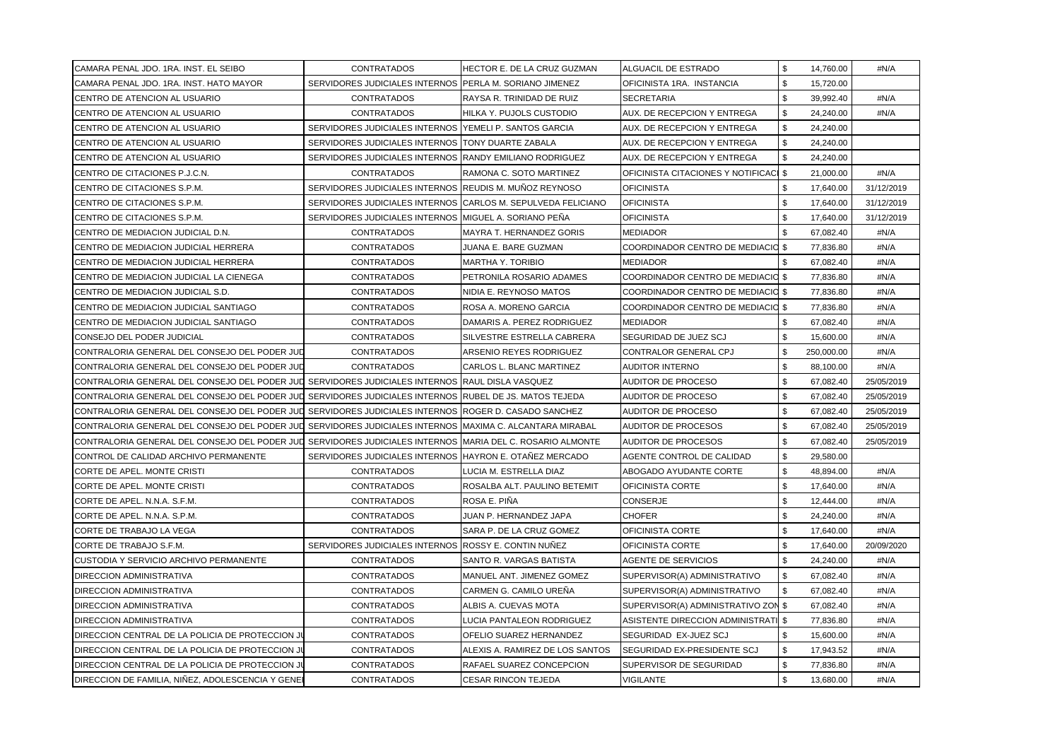| | | | | | | |
|---|---|---|---|---|---|---|
| CAMARA PENAL JDO. 1RA. INST. EL SEIBO | CONTRATADOS | HECTOR E. DE LA CRUZ GUZMAN | ALGUACIL DE ESTRADO | $ | 14,760.00 | #N/A |
| CAMARA PENAL JDO. 1RA. INST. HATO MAYOR | SERVIDORES JUDICIALES INTERNOS | PERLA M. SORIANO JIMENEZ | OFICINISTA 1RA. INSTANCIA | $ | 15,720.00 | |
| CENTRO DE ATENCION AL USUARIO | CONTRATADOS | RAYSA R. TRINIDAD DE RUIZ | SECRETARIA | $ | 39,992.40 | #N/A |
| CENTRO DE ATENCION AL USUARIO | CONTRATADOS | HILKA Y. PUJOLS CUSTODIO | AUX. DE RECEPCION Y ENTREGA | $ | 24,240.00 | #N/A |
| CENTRO DE ATENCION AL USUARIO | SERVIDORES JUDICIALES INTERNOS | YEMELI P. SANTOS GARCIA | AUX. DE RECEPCION Y ENTREGA | $ | 24,240.00 | |
| CENTRO DE ATENCION AL USUARIO | SERVIDORES JUDICIALES INTERNOS | TONY DUARTE ZABALA | AUX. DE RECEPCION Y ENTREGA | $ | 24,240.00 | |
| CENTRO DE ATENCION AL USUARIO | SERVIDORES JUDICIALES INTERNOS | RANDY EMILIANO RODRIGUEZ | AUX. DE RECEPCION Y ENTREGA | $ | 24,240.00 | |
| CENTRO DE CITACIONES P.J.C.N. | CONTRATADOS | RAMONA C. SOTO MARTINEZ | OFICINISTA CITACIONES Y NOTIFICACI | $ | 21,000.00 | #N/A |
| CENTRO DE CITACIONES S.P.M. | SERVIDORES JUDICIALES INTERNOS | REUDIS M. MUÑOZ REYNOSO | OFICINISTA | $ | 17,640.00 | 31/12/2019 |
| CENTRO DE CITACIONES S.P.M. | SERVIDORES JUDICIALES INTERNOS | CARLOS M. SEPULVEDA FELICIANO | OFICINISTA | $ | 17,640.00 | 31/12/2019 |
| CENTRO DE CITACIONES S.P.M. | SERVIDORES JUDICIALES INTERNOS | MIGUEL A. SORIANO PEÑA | OFICINISTA | $ | 17,640.00 | 31/12/2019 |
| CENTRO DE MEDIACION JUDICIAL D.N. | CONTRATADOS | MAYRA T. HERNANDEZ GORIS | MEDIADOR | $ | 67,082.40 | #N/A |
| CENTRO DE MEDIACION JUDICIAL HERRERA | CONTRATADOS | JUANA E. BARE GUZMAN | COORDINADOR CENTRO DE MEDIACIO | $ | 77,836.80 | #N/A |
| CENTRO DE MEDIACION JUDICIAL HERRERA | CONTRATADOS | MARTHA Y. TORIBIO | MEDIADOR | $ | 67,082.40 | #N/A |
| CENTRO DE MEDIACION JUDICIAL LA CIENEGA | CONTRATADOS | PETRONILA ROSARIO ADAMES | COORDINADOR CENTRO DE MEDIACIO | $ | 77,836.80 | #N/A |
| CENTRO DE MEDIACION JUDICIAL S.D. | CONTRATADOS | NIDIA E. REYNOSO MATOS | COORDINADOR CENTRO DE MEDIACIO | $ | 77,836.80 | #N/A |
| CENTRO DE MEDIACION JUDICIAL SANTIAGO | CONTRATADOS | ROSA A. MORENO GARCIA | COORDINADOR CENTRO DE MEDIACIO | $ | 77,836.80 | #N/A |
| CENTRO DE MEDIACION JUDICIAL SANTIAGO | CONTRATADOS | DAMARIS A. PEREZ RODRIGUEZ | MEDIADOR | $ | 67,082.40 | #N/A |
| CONSEJO DEL PODER JUDICIAL | CONTRATADOS | SILVESTRE ESTRELLA CABRERA | SEGURIDAD DE JUEZ SCJ | $ | 15,600.00 | #N/A |
| CONTRALORIA GENERAL DEL CONSEJO DEL PODER JUD | CONTRATADOS | ARSENIO REYES RODRIGUEZ | CONTRALOR GENERAL CPJ | $ | 250,000.00 | #N/A |
| CONTRALORIA GENERAL DEL CONSEJO DEL PODER JUD | CONTRATADOS | CARLOS L. BLANC MARTINEZ | AUDITOR INTERNO | $ | 88,100.00 | #N/A |
| CONTRALORIA GENERAL DEL CONSEJO DEL PODER JUD | SERVIDORES JUDICIALES INTERNOS | RAUL DISLA VASQUEZ | AUDITOR DE PROCESO | $ | 67,082.40 | 25/05/2019 |
| CONTRALORIA GENERAL DEL CONSEJO DEL PODER JUD | SERVIDORES JUDICIALES INTERNOS | RUBEL DE JS. MATOS TEJEDA | AUDITOR DE PROCESO | $ | 67,082.40 | 25/05/2019 |
| CONTRALORIA GENERAL DEL CONSEJO DEL PODER JUD | SERVIDORES JUDICIALES INTERNOS | ROGER D. CASADO SANCHEZ | AUDITOR DE PROCESO | $ | 67,082.40 | 25/05/2019 |
| CONTRALORIA GENERAL DEL CONSEJO DEL PODER JUD | SERVIDORES JUDICIALES INTERNOS | MAXIMA C. ALCANTARA MIRABAL | AUDITOR DE PROCESOS | $ | 67,082.40 | 25/05/2019 |
| CONTRALORIA GENERAL DEL CONSEJO DEL PODER JUD | SERVIDORES JUDICIALES INTERNOS | MARIA DEL C. ROSARIO ALMONTE | AUDITOR DE PROCESOS | $ | 67,082.40 | 25/05/2019 |
| CONTROL DE CALIDAD ARCHIVO PERMANENTE | SERVIDORES JUDICIALES INTERNOS | HAYRON E. OTAÑEZ MERCADO | AGENTE CONTROL DE CALIDAD | $ | 29,580.00 | |
| CORTE DE APEL. MONTE CRISTI | CONTRATADOS | LUCIA M. ESTRELLA DIAZ | ABOGADO AYUDANTE CORTE | $ | 48,894.00 | #N/A |
| CORTE DE APEL. MONTE CRISTI | CONTRATADOS | ROSALBA ALT. PAULINO BETEMIT | OFICINISTA CORTE | $ | 17,640.00 | #N/A |
| CORTE DE APEL. N.N.A. S.F.M. | CONTRATADOS | ROSA E. PIÑA | CONSERJE | $ | 12,444.00 | #N/A |
| CORTE DE APEL. N.N.A. S.P.M. | CONTRATADOS | JUAN P. HERNANDEZ JAPA | CHOFER | $ | 24,240.00 | #N/A |
| CORTE DE TRABAJO LA VEGA | CONTRATADOS | SARA P. DE LA CRUZ GOMEZ | OFICINISTA CORTE | $ | 17,640.00 | #N/A |
| CORTE DE TRABAJO S.F.M. | SERVIDORES JUDICIALES INTERNOS | ROSSY E. CONTIN NUÑEZ | OFICINISTA CORTE | $ | 17,640.00 | 20/09/2020 |
| CUSTODIA Y SERVICIO ARCHIVO PERMANENTE | CONTRATADOS | SANTO R. VARGAS BATISTA | AGENTE DE SERVICIOS | $ | 24,240.00 | #N/A |
| DIRECCION ADMINISTRATIVA | CONTRATADOS | MANUEL ANT. JIMENEZ GOMEZ | SUPERVISOR(A) ADMINISTRATIVO | $ | 67,082.40 | #N/A |
| DIRECCION ADMINISTRATIVA | CONTRATADOS | CARMEN G. CAMILO UREÑA | SUPERVISOR(A) ADMINISTRATIVO | $ | 67,082.40 | #N/A |
| DIRECCION ADMINISTRATIVA | CONTRATADOS | ALBIS A. CUEVAS MOTA | SUPERVISOR(A) ADMINISTRATIVO ZON | $ | 67,082.40 | #N/A |
| DIRECCION ADMINISTRATIVA | CONTRATADOS | LUCIA PANTALEON RODRIGUEZ | ASISTENTE DIRECCION ADMINISTRATI | $ | 77,836.80 | #N/A |
| DIRECCION CENTRAL DE LA POLICIA DE PROTECCION J | CONTRATADOS | OFELIO SUAREZ HERNANDEZ | SEGURIDAD EX-JUEZ SCJ | $ | 15,600.00 | #N/A |
| DIRECCION CENTRAL DE LA POLICIA DE PROTECCION J | CONTRATADOS | ALEXIS A. RAMIREZ DE LOS SANTOS | SEGURIDAD EX-PRESIDENTE SCJ | $ | 17,943.52 | #N/A |
| DIRECCION CENTRAL DE LA POLICIA DE PROTECCION J | CONTRATADOS | RAFAEL SUAREZ CONCEPCION | SUPERVISOR DE SEGURIDAD | $ | 77,836.80 | #N/A |
| DIRECCION DE FAMILIA, NIÑEZ, ADOLESCENCIA Y GENE | CONTRATADOS | CESAR RINCON TEJEDA | VIGILANTE | $ | 13,680.00 | #N/A |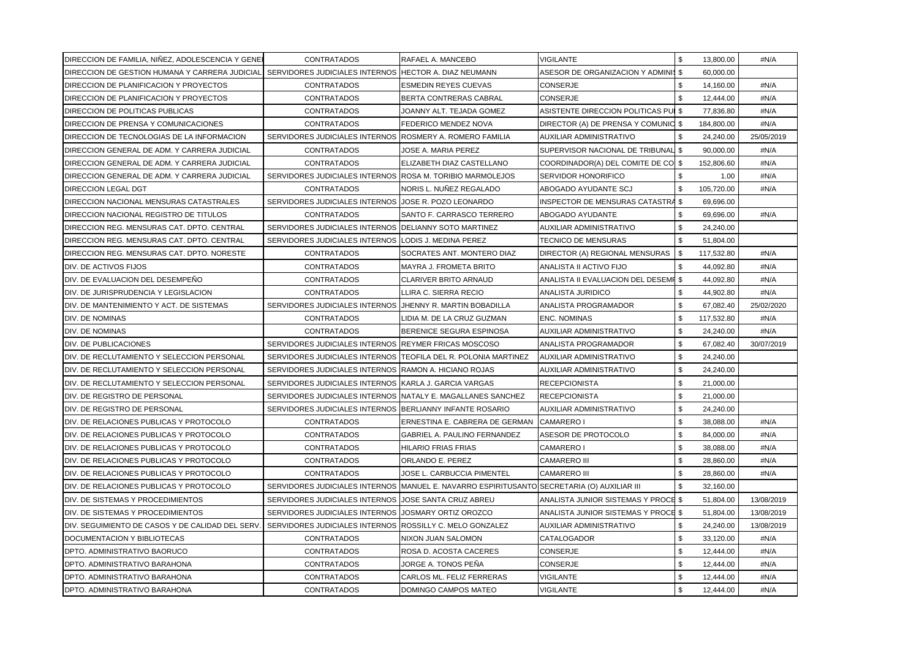| | | | | | | |
|---|---|---|---|---|---|---|
| DIRECCION DE FAMILIA, NIÑEZ, ADOLESCENCIA Y GENE | CONTRATADOS | RAFAEL A. MANCEBO | VIGILANTE | $ | 13,800.00 | #N/A |
| DIRECCION DE GESTION HUMANA Y CARRERA JUDICIAL | SERVIDORES JUDICIALES INTERNOS | HECTOR A. DIAZ NEUMANN | ASESOR DE ORGANIZACION Y ADMINIS | $ | 60,000.00 | |
| DIRECCION DE PLANIFICACION Y PROYECTOS | CONTRATADOS | ESMEDIN REYES CUEVAS | CONSERJE | $ | 14,160.00 | #N/A |
| DIRECCION DE PLANIFICACION Y PROYECTOS | CONTRATADOS | BERTA CONTRERAS CABRAL | CONSERJE | $ | 12,444.00 | #N/A |
| DIRECCION DE POLITICAS PUBLICAS | CONTRATADOS | JOANNY ALT. TEJADA GOMEZ | ASISTENTE DIRECCION POLITICAS PU | $ | 77,836.80 | #N/A |
| DIRECCION DE PRENSA Y COMUNICACIONES | CONTRATADOS | FEDERICO MENDEZ NOVA | DIRECTOR (A) DE PRENSA Y COMUNIC | $ | 184,800.00 | #N/A |
| DIRECCION DE TECNOLOGIAS DE LA INFORMACION | SERVIDORES JUDICIALES INTERNOS | ROSMERY A. ROMERO FAMILIA | AUXILIAR ADMINISTRATIVO | $ | 24,240.00 | 25/05/2019 |
| DIRECCION GENERAL DE ADM. Y CARRERA JUDICIAL | CONTRATADOS | JOSE A. MARIA PEREZ | SUPERVISOR NACIONAL DE TRIBUNAL | $ | 90,000.00 | #N/A |
| DIRECCION GENERAL DE ADM. Y CARRERA JUDICIAL | CONTRATADOS | ELIZABETH DIAZ CASTELLANO | COORDINADOR(A) DEL COMITE DE CO | $ | 152,806.60 | #N/A |
| DIRECCION GENERAL DE ADM. Y CARRERA JUDICIAL | SERVIDORES JUDICIALES INTERNOS | ROSA M. TORIBIO MARMOLEJOS | SERVIDOR HONORIFICO | $ | 1.00 | #N/A |
| DIRECCION LEGAL DGT | CONTRATADOS | NORIS L. NUÑEZ REGALADO | ABOGADO AYUDANTE SCJ | $ | 105,720.00 | #N/A |
| DIRECCION NACIONAL MENSURAS CATASTRALES | SERVIDORES JUDICIALES INTERNOS | JOSE R. POZO LEONARDO | INSPECTOR DE MENSURAS CATASTRA | $ | 69,696.00 | |
| DIRECCION NACIONAL REGISTRO DE TITULOS | CONTRATADOS | SANTO F. CARRASCO TERRERO | ABOGADO AYUDANTE | $ | 69,696.00 | #N/A |
| DIRECCION REG. MENSURAS CAT. DPTO. CENTRAL | SERVIDORES JUDICIALES INTERNOS | DELIANNY SOTO MARTINEZ | AUXILIAR ADMINISTRATIVO | $ | 24,240.00 | |
| DIRECCION REG. MENSURAS CAT. DPTO. CENTRAL | SERVIDORES JUDICIALES INTERNOS | LODIS J. MEDINA PEREZ | TECNICO DE MENSURAS | $ | 51,804.00 | |
| DIRECCION REG. MENSURAS CAT. DPTO. NORESTE | CONTRATADOS | SOCRATES ANT. MONTERO DIAZ | DIRECTOR (A) REGIONAL MENSURAS | $ | 117,532.80 | #N/A |
| DIV. DE ACTIVOS FIJOS | CONTRATADOS | MAYRA J. FROMETA BRITO | ANALISTA II ACTIVO FIJO | $ | 44,092.80 | #N/A |
| DIV. DE EVALUACION DEL DESEMPEÑO | CONTRATADOS | CLARIVER BRITO ARNAUD | ANALISTA II EVALUACION DEL DESEMP | $ | 44,092.80 | #N/A |
| DIV. DE JURISPRUDENCIA Y LEGISLACION | CONTRATADOS | LLIRA C. SIERRA RECIO | ANALISTA JURIDICO | $ | 44,902.80 | #N/A |
| DIV. DE MANTENIMIENTO Y ACT. DE SISTEMAS | SERVIDORES JUDICIALES INTERNOS | JHENNY R. MARTIN BOBADILLA | ANALISTA PROGRAMADOR | $ | 67,082.40 | 25/02/2020 |
| DIV. DE NOMINAS | CONTRATADOS | LIDIA M. DE LA CRUZ GUZMAN | ENC. NOMINAS | $ | 117,532.80 | #N/A |
| DIV. DE NOMINAS | CONTRATADOS | BERENICE SEGURA ESPINOSA | AUXILIAR ADMINISTRATIVO | $ | 24,240.00 | #N/A |
| DIV. DE PUBLICACIONES | SERVIDORES JUDICIALES INTERNOS | REYMER FRICAS MOSCOSO | ANALISTA PROGRAMADOR | $ | 67,082.40 | 30/07/2019 |
| DIV. DE RECLUTAMIENTO Y SELECCION PERSONAL | SERVIDORES JUDICIALES INTERNOS | TEOFILA DEL R. POLONIA MARTINEZ | AUXILIAR ADMINISTRATIVO | $ | 24,240.00 | |
| DIV. DE RECLUTAMIENTO Y SELECCION PERSONAL | SERVIDORES JUDICIALES INTERNOS | RAMON A. HICIANO ROJAS | AUXILIAR ADMINISTRATIVO | $ | 24,240.00 | |
| DIV. DE RECLUTAMIENTO Y SELECCION PERSONAL | SERVIDORES JUDICIALES INTERNOS | KARLA J. GARCIA VARGAS | RECEPCIONISTA | $ | 21,000.00 | |
| DIV. DE REGISTRO DE PERSONAL | SERVIDORES JUDICIALES INTERNOS | NATALY E. MAGALLANES SANCHEZ | RECEPCIONISTA | $ | 21,000.00 | |
| DIV. DE REGISTRO DE PERSONAL | SERVIDORES JUDICIALES INTERNOS | BERLIANNY INFANTE ROSARIO | AUXILIAR ADMINISTRATIVO | $ | 24,240.00 | |
| DIV. DE RELACIONES PUBLICAS Y PROTOCOLO | CONTRATADOS | ERNESTINA E. CABRERA DE GERMAN | CAMARERO I | $ | 38,088.00 | #N/A |
| DIV. DE RELACIONES PUBLICAS Y PROTOCOLO | CONTRATADOS | GABRIEL A. PAULINO FERNANDEZ | ASESOR DE PROTOCOLO | $ | 84,000.00 | #N/A |
| DIV. DE RELACIONES PUBLICAS Y PROTOCOLO | CONTRATADOS | HILARIO FRIAS FRIAS | CAMARERO I | $ | 38,088.00 | #N/A |
| DIV. DE RELACIONES PUBLICAS Y PROTOCOLO | CONTRATADOS | ORLANDO E. PEREZ | CAMARERO III | $ | 28,860.00 | #N/A |
| DIV. DE RELACIONES PUBLICAS Y PROTOCOLO | CONTRATADOS | JOSE L. CARBUCCIA PIMENTEL | CAMARERO III | $ | 28,860.00 | #N/A |
| DIV. DE RELACIONES PUBLICAS Y PROTOCOLO | SERVIDORES JUDICIALES INTERNOS | MANUEL E. NAVARRO ESPIRITUSANTO | SECRETARIA (O) AUXILIAR III | $ | 32,160.00 | |
| DIV. DE SISTEMAS Y PROCEDIMIENTOS | SERVIDORES JUDICIALES INTERNOS | JOSE SANTA CRUZ ABREU | ANALISTA JUNIOR SISTEMAS Y PROCE | $ | 51,804.00 | 13/08/2019 |
| DIV. DE SISTEMAS Y PROCEDIMIENTOS | SERVIDORES JUDICIALES INTERNOS | JOSMARY ORTIZ OROZCO | ANALISTA JUNIOR SISTEMAS Y PROCE | $ | 51,804.00 | 13/08/2019 |
| DIV. SEGUIMIENTO DE CASOS Y DE CALIDAD DEL SERV. | SERVIDORES JUDICIALES INTERNOS | ROSSILLY C. MELO GONZALEZ | AUXILIAR ADMINISTRATIVO | $ | 24,240.00 | 13/08/2019 |
| DOCUMENTACION Y BIBLIOTECAS | CONTRATADOS | NIXON JUAN SALOMON | CATALOGADOR | $ | 33,120.00 | #N/A |
| DPTO. ADMINISTRATIVO BAORUCO | CONTRATADOS | ROSA D. ACOSTA CACERES | CONSERJE | $ | 12,444.00 | #N/A |
| DPTO. ADMINISTRATIVO BARAHONA | CONTRATADOS | JORGE A. TONOS PEÑA | CONSERJE | $ | 12,444.00 | #N/A |
| DPTO. ADMINISTRATIVO BARAHONA | CONTRATADOS | CARLOS ML. FELIZ FERRERAS | VIGILANTE | $ | 12,444.00 | #N/A |
| DPTO. ADMINISTRATIVO BARAHONA | CONTRATADOS | DOMINGO CAMPOS MATEO | VIGILANTE | $ | 12,444.00 | #N/A |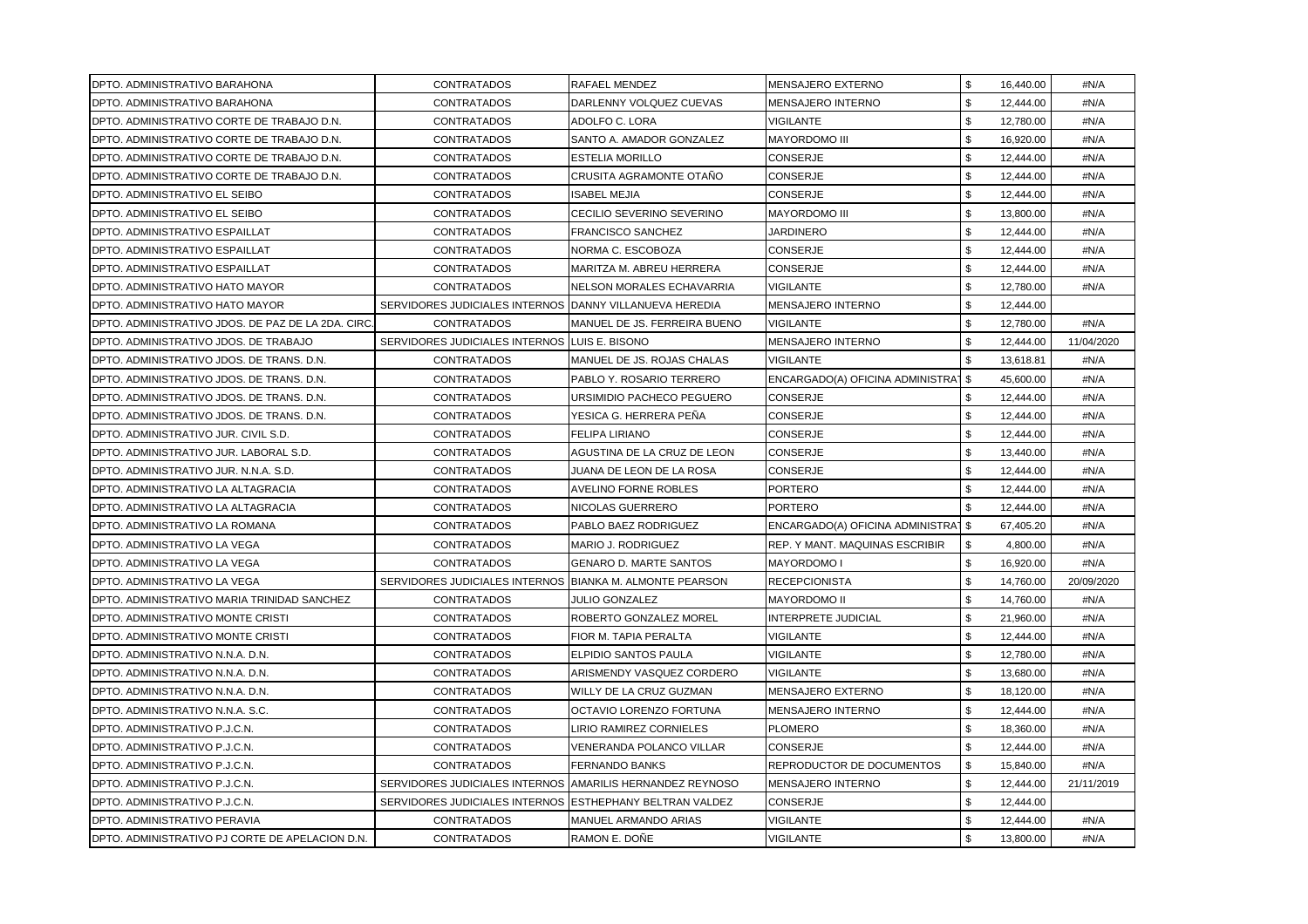| | | | | | |
|---|---|---|---|---|---|
| DPTO. ADMINISTRATIVO BARAHONA | CONTRATADOS | RAFAEL MENDEZ | MENSAJERO EXTERNO | $ 16,440.00 | #N/A |
| DPTO. ADMINISTRATIVO BARAHONA | CONTRATADOS | DARLENNY VOLQUEZ CUEVAS | MENSAJERO INTERNO | $ 12,444.00 | #N/A |
| DPTO. ADMINISTRATIVO CORTE DE TRABAJO D.N. | CONTRATADOS | ADOLFO C. LORA | VIGILANTE | $ 12,780.00 | #N/A |
| DPTO. ADMINISTRATIVO CORTE DE TRABAJO D.N. | CONTRATADOS | SANTO A. AMADOR GONZALEZ | MAYORDOMO III | $ 16,920.00 | #N/A |
| DPTO. ADMINISTRATIVO CORTE DE TRABAJO D.N. | CONTRATADOS | ESTELIA MORILLO | CONSERJE | $ 12,444.00 | #N/A |
| DPTO. ADMINISTRATIVO CORTE DE TRABAJO D.N. | CONTRATADOS | CRUSITA AGRAMONTE OTAÑO | CONSERJE | $ 12,444.00 | #N/A |
| DPTO. ADMINISTRATIVO EL SEIBO | CONTRATADOS | ISABEL MEJIA | CONSERJE | $ 12,444.00 | #N/A |
| DPTO. ADMINISTRATIVO EL SEIBO | CONTRATADOS | CECILIO SEVERINO SEVERINO | MAYORDOMO III | $ 13,800.00 | #N/A |
| DPTO. ADMINISTRATIVO ESPAILLAT | CONTRATADOS | FRANCISCO SANCHEZ | JARDINERO | $ 12,444.00 | #N/A |
| DPTO. ADMINISTRATIVO ESPAILLAT | CONTRATADOS | NORMA C. ESCOBOZA | CONSERJE | $ 12,444.00 | #N/A |
| DPTO. ADMINISTRATIVO ESPAILLAT | CONTRATADOS | MARITZA M. ABREU HERRERA | CONSERJE | $ 12,444.00 | #N/A |
| DPTO. ADMINISTRATIVO HATO MAYOR | CONTRATADOS | NELSON MORALES ECHAVARRIA | VIGILANTE | $ 12,780.00 | #N/A |
| DPTO. ADMINISTRATIVO HATO MAYOR | SERVIDORES JUDICIALES INTERNOS | DANNY VILLANUEVA HEREDIA | MENSAJERO INTERNO | $ 12,444.00 | |
| DPTO. ADMINISTRATIVO JDOS. DE PAZ DE LA 2DA. CIRC. | CONTRATADOS | MANUEL DE JS. FERREIRA BUENO | VIGILANTE | $ 12,780.00 | #N/A |
| DPTO. ADMINISTRATIVO JDOS. DE TRABAJO | SERVIDORES JUDICIALES INTERNOS | LUIS E. BISONO | MENSAJERO INTERNO | $ 12,444.00 | 11/04/2020 |
| DPTO. ADMINISTRATIVO JDOS. DE TRANS. D.N. | CONTRATADOS | MANUEL DE JS. ROJAS CHALAS | VIGILANTE | $ 13,618.81 | #N/A |
| DPTO. ADMINISTRATIVO JDOS. DE TRANS. D.N. | CONTRATADOS | PABLO Y. ROSARIO TERRERO | ENCARGADO(A) OFICINA ADMINISTRAT | $ 45,600.00 | #N/A |
| DPTO. ADMINISTRATIVO JDOS. DE TRANS. D.N. | CONTRATADOS | URSIMIDIO PACHECO PEGUERO | CONSERJE | $ 12,444.00 | #N/A |
| DPTO. ADMINISTRATIVO JDOS. DE TRANS. D.N. | CONTRATADOS | YESICA G. HERRERA PEÑA | CONSERJE | $ 12,444.00 | #N/A |
| DPTO. ADMINISTRATIVO JUR. CIVIL S.D. | CONTRATADOS | FELIPA LIRIANO | CONSERJE | $ 12,444.00 | #N/A |
| DPTO. ADMINISTRATIVO JUR. LABORAL S.D. | CONTRATADOS | AGUSTINA DE LA CRUZ DE LEON | CONSERJE | $ 13,440.00 | #N/A |
| DPTO. ADMINISTRATIVO JUR. N.N.A. S.D. | CONTRATADOS | JUANA DE LEON DE LA ROSA | CONSERJE | $ 12,444.00 | #N/A |
| DPTO. ADMINISTRATIVO LA ALTAGRACIA | CONTRATADOS | AVELINO FORNE ROBLES | PORTERO | $ 12,444.00 | #N/A |
| DPTO. ADMINISTRATIVO LA ALTAGRACIA | CONTRATADOS | NICOLAS GUERRERO | PORTERO | $ 12,444.00 | #N/A |
| DPTO. ADMINISTRATIVO LA ROMANA | CONTRATADOS | PABLO BAEZ RODRIGUEZ | ENCARGADO(A) OFICINA ADMINISTRAT | $ 67,405.20 | #N/A |
| DPTO. ADMINISTRATIVO LA VEGA | CONTRATADOS | MARIO J. RODRIGUEZ | REP. Y MANT. MAQUINAS ESCRIBIR | $ 4,800.00 | #N/A |
| DPTO. ADMINISTRATIVO LA VEGA | CONTRATADOS | GENARO D. MARTE SANTOS | MAYORDOMO I | $ 16,920.00 | #N/A |
| DPTO. ADMINISTRATIVO LA VEGA | SERVIDORES JUDICIALES INTERNOS | BIANKA M. ALMONTE PEARSON | RECEPCIONISTA | $ 14,760.00 | 20/09/2020 |
| DPTO. ADMINISTRATIVO MARIA TRINIDAD SANCHEZ | CONTRATADOS | JULIO GONZALEZ | MAYORDOMO II | $ 14,760.00 | #N/A |
| DPTO. ADMINISTRATIVO MONTE CRISTI | CONTRATADOS | ROBERTO GONZALEZ MOREL | INTERPRETE JUDICIAL | $ 21,960.00 | #N/A |
| DPTO. ADMINISTRATIVO MONTE CRISTI | CONTRATADOS | FIOR M. TAPIA PERALTA | VIGILANTE | $ 12,444.00 | #N/A |
| DPTO. ADMINISTRATIVO N.N.A. D.N. | CONTRATADOS | ELPIDIO SANTOS PAULA | VIGILANTE | $ 12,780.00 | #N/A |
| DPTO. ADMINISTRATIVO N.N.A. D.N. | CONTRATADOS | ARISMENDY VASQUEZ CORDERO | VIGILANTE | $ 13,680.00 | #N/A |
| DPTO. ADMINISTRATIVO N.N.A. D.N. | CONTRATADOS | WILLY DE LA CRUZ GUZMAN | MENSAJERO EXTERNO | $ 18,120.00 | #N/A |
| DPTO. ADMINISTRATIVO N.N.A. S.C. | CONTRATADOS | OCTAVIO LORENZO FORTUNA | MENSAJERO INTERNO | $ 12,444.00 | #N/A |
| DPTO. ADMINISTRATIVO P.J.C.N. | CONTRATADOS | LIRIO RAMIREZ CORNIELES | PLOMERO | $ 18,360.00 | #N/A |
| DPTO. ADMINISTRATIVO P.J.C.N. | CONTRATADOS | VENERANDA POLANCO VILLAR | CONSERJE | $ 12,444.00 | #N/A |
| DPTO. ADMINISTRATIVO P.J.C.N. | CONTRATADOS | FERNANDO BANKS | REPRODUCTOR DE DOCUMENTOS | $ 15,840.00 | #N/A |
| DPTO. ADMINISTRATIVO P.J.C.N. | SERVIDORES JUDICIALES INTERNOS | AMARILIS HERNANDEZ REYNOSO | MENSAJERO INTERNO | $ 12,444.00 | 21/11/2019 |
| DPTO. ADMINISTRATIVO P.J.C.N. | SERVIDORES JUDICIALES INTERNOS | ESTHEPHANY BELTRAN VALDEZ | CONSERJE | $ 12,444.00 | |
| DPTO. ADMINISTRATIVO PERAVIA | CONTRATADOS | MANUEL ARMANDO ARIAS | VIGILANTE | $ 12,444.00 | #N/A |
| DPTO. ADMINISTRATIVO PJ CORTE DE APELACION D.N. | CONTRATADOS | RAMON E. DOÑE | VIGILANTE | $ 13,800.00 | #N/A |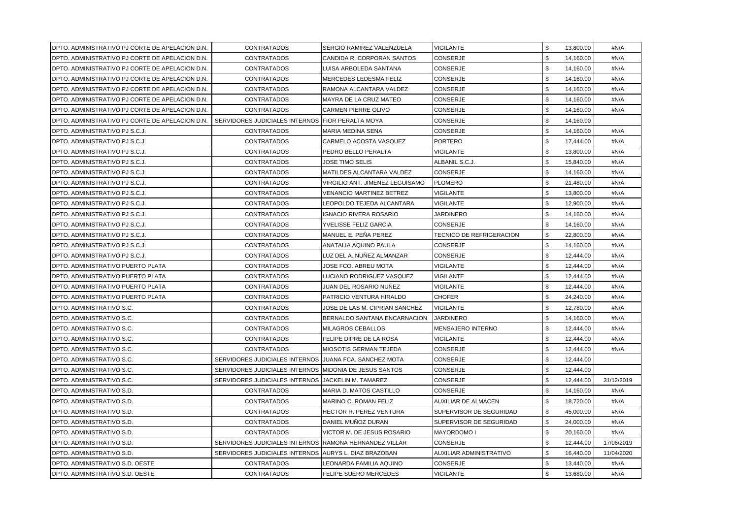| | | | | | | |
|---|---|---|---|---|---|---|
| DPTO. ADMINISTRATIVO PJ CORTE DE APELACION D.N. | CONTRATADOS | SERGIO RAMIREZ VALENZUELA | VIGILANTE | $ | 13,800.00 | #N/A |
| DPTO. ADMINISTRATIVO PJ CORTE DE APELACION D.N. | CONTRATADOS | CANDIDA R. CORPORAN SANTOS | CONSERJE | $ | 14,160.00 | #N/A |
| DPTO. ADMINISTRATIVO PJ CORTE DE APELACION D.N. | CONTRATADOS | LUISA ARBOLEDA SANTANA | CONSERJE | $ | 14,160.00 | #N/A |
| DPTO. ADMINISTRATIVO PJ CORTE DE APELACION D.N. | CONTRATADOS | MERCEDES LEDESMA FELIZ | CONSERJE | $ | 14,160.00 | #N/A |
| DPTO. ADMINISTRATIVO PJ CORTE DE APELACION D.N. | CONTRATADOS | RAMONA ALCANTARA VALDEZ | CONSERJE | $ | 14,160.00 | #N/A |
| DPTO. ADMINISTRATIVO PJ CORTE DE APELACION D.N. | CONTRATADOS | MAYRA DE LA CRUZ MATEO | CONSERJE | $ | 14,160.00 | #N/A |
| DPTO. ADMINISTRATIVO PJ CORTE DE APELACION D.N. | CONTRATADOS | CARMEN PIERRE OLIVO | CONSERJE | $ | 14,160.00 | #N/A |
| DPTO. ADMINISTRATIVO PJ CORTE DE APELACION D.N. | SERVIDORES JUDICIALES INTERNOS | FIOR PERALTA MOYA | CONSERJE | $ | 14,160.00 | |
| DPTO. ADMINISTRATIVO PJ S.C.J. | CONTRATADOS | MARIA MEDINA SENA | CONSERJE | $ | 14,160.00 | #N/A |
| DPTO. ADMINISTRATIVO PJ S.C.J. | CONTRATADOS | CARMELO ACOSTA VASQUEZ | PORTERO | $ | 17,444.00 | #N/A |
| DPTO. ADMINISTRATIVO PJ S.C.J. | CONTRATADOS | PEDRO BELLO PERALTA | VIGILANTE | $ | 13,800.00 | #N/A |
| DPTO. ADMINISTRATIVO PJ S.C.J. | CONTRATADOS | JOSE TIMO SELIS | ALBANIL S.C.J. | $ | 15,840.00 | #N/A |
| DPTO. ADMINISTRATIVO PJ S.C.J. | CONTRATADOS | MATILDES ALCANTARA VALDEZ | CONSERJE | $ | 14,160.00 | #N/A |
| DPTO. ADMINISTRATIVO PJ S.C.J. | CONTRATADOS | VIRGILIO ANT. JIMENEZ LEGUISAMO | PLOMERO | $ | 21,480.00 | #N/A |
| DPTO. ADMINISTRATIVO PJ S.C.J. | CONTRATADOS | VENANCIO MARTINEZ BETREZ | VIGILANTE | $ | 13,800.00 | #N/A |
| DPTO. ADMINISTRATIVO PJ S.C.J. | CONTRATADOS | LEOPOLDO TEJEDA ALCANTARA | VIGILANTE | $ | 12,900.00 | #N/A |
| DPTO. ADMINISTRATIVO PJ S.C.J. | CONTRATADOS | IGNACIO RIVERA ROSARIO | JARDINERO | $ | 14,160.00 | #N/A |
| DPTO. ADMINISTRATIVO PJ S.C.J. | CONTRATADOS | YVELISSE FELIZ GARCIA | CONSERJE | $ | 14,160.00 | #N/A |
| DPTO. ADMINISTRATIVO PJ S.C.J. | CONTRATADOS | MANUEL E. PEÑA PEREZ | TECNICO DE REFRIGERACION | $ | 22,800.00 | #N/A |
| DPTO. ADMINISTRATIVO PJ S.C.J. | CONTRATADOS | ANATALIA AQUINO PAULA | CONSERJE | $ | 14,160.00 | #N/A |
| DPTO. ADMINISTRATIVO PJ S.C.J. | CONTRATADOS | LUZ DEL A. NUÑEZ ALMANZAR | CONSERJE | $ | 12,444.00 | #N/A |
| DPTO. ADMINISTRATIVO PUERTO PLATA | CONTRATADOS | JOSE FCO. ABREU MOTA | VIGILANTE | $ | 12,444.00 | #N/A |
| DPTO. ADMINISTRATIVO PUERTO PLATA | CONTRATADOS | LUCIANO RODRIGUEZ VASQUEZ | VIGILANTE | $ | 12,444.00 | #N/A |
| DPTO. ADMINISTRATIVO PUERTO PLATA | CONTRATADOS | JUAN DEL ROSARIO NUÑEZ | VIGILANTE | $ | 12,444.00 | #N/A |
| DPTO. ADMINISTRATIVO PUERTO PLATA | CONTRATADOS | PATRICIO VENTURA HIRALDO | CHOFER | $ | 24,240.00 | #N/A |
| DPTO. ADMINISTRATIVO S.C. | CONTRATADOS | JOSE DE LAS M. CIPRIAN SANCHEZ | VIGILANTE | $ | 12,780.00 | #N/A |
| DPTO. ADMINISTRATIVO S.C. | CONTRATADOS | BERNALDO SANTANA ENCARNACION | JARDINERO | $ | 14,160.00 | #N/A |
| DPTO. ADMINISTRATIVO S.C. | CONTRATADOS | MILAGROS CEBALLOS | MENSAJERO INTERNO | $ | 12,444.00 | #N/A |
| DPTO. ADMINISTRATIVO S.C. | CONTRATADOS | FELIPE DIPRE DE LA ROSA | VIGILANTE | $ | 12,444.00 | #N/A |
| DPTO. ADMINISTRATIVO S.C. | CONTRATADOS | MIOSOTIS GERMAN TEJEDA | CONSERJE | $ | 12,444.00 | #N/A |
| DPTO. ADMINISTRATIVO S.C. | SERVIDORES JUDICIALES INTERNOS | JUANA FCA. SANCHEZ MOTA | CONSERJE | $ | 12,444.00 | |
| DPTO. ADMINISTRATIVO S.C. | SERVIDORES JUDICIALES INTERNOS | MIDONIA DE JESUS SANTOS | CONSERJE | $ | 12,444.00 | |
| DPTO. ADMINISTRATIVO S.C. | SERVIDORES JUDICIALES INTERNOS | JACKELIN M. TAMAREZ | CONSERJE | $ | 12,444.00 | 31/12/2019 |
| DPTO. ADMINISTRATIVO S.D. | CONTRATADOS | MARIA D. MATOS CASTILLO | CONSERJE | $ | 14,160.00 | #N/A |
| DPTO. ADMINISTRATIVO S.D. | CONTRATADOS | MARINO C. ROMAN FELIZ | AUXILIAR DE ALMACEN | $ | 18,720.00 | #N/A |
| DPTO. ADMINISTRATIVO S.D. | CONTRATADOS | HECTOR R. PEREZ VENTURA | SUPERVISOR DE SEGURIDAD | $ | 45,000.00 | #N/A |
| DPTO. ADMINISTRATIVO S.D. | CONTRATADOS | DANIEL MUÑOZ DURAN | SUPERVISOR DE SEGURIDAD | $ | 24,000.00 | #N/A |
| DPTO. ADMINISTRATIVO S.D. | CONTRATADOS | VICTOR M. DE JESUS ROSARIO | MAYORDOMO I | $ | 20,160.00 | #N/A |
| DPTO. ADMINISTRATIVO S.D. | SERVIDORES JUDICIALES INTERNOS | RAMONA HERNANDEZ VILLAR | CONSERJE | $ | 12,444.00 | 17/06/2019 |
| DPTO. ADMINISTRATIVO S.D. | SERVIDORES JUDICIALES INTERNOS | AURYS L. DIAZ BRAZOBAN | AUXILIAR ADMINISTRATIVO | $ | 16,440.00 | 11/04/2020 |
| DPTO. ADMINISTRATIVO S.D. OESTE | CONTRATADOS | LEONARDA FAMILIA AQUINO | CONSERJE | $ | 13,440.00 | #N/A |
| DPTO. ADMINISTRATIVO S.D. OESTE | CONTRATADOS | FELIPE SUERO MERCEDES | VIGILANTE | $ | 13,680.00 | #N/A |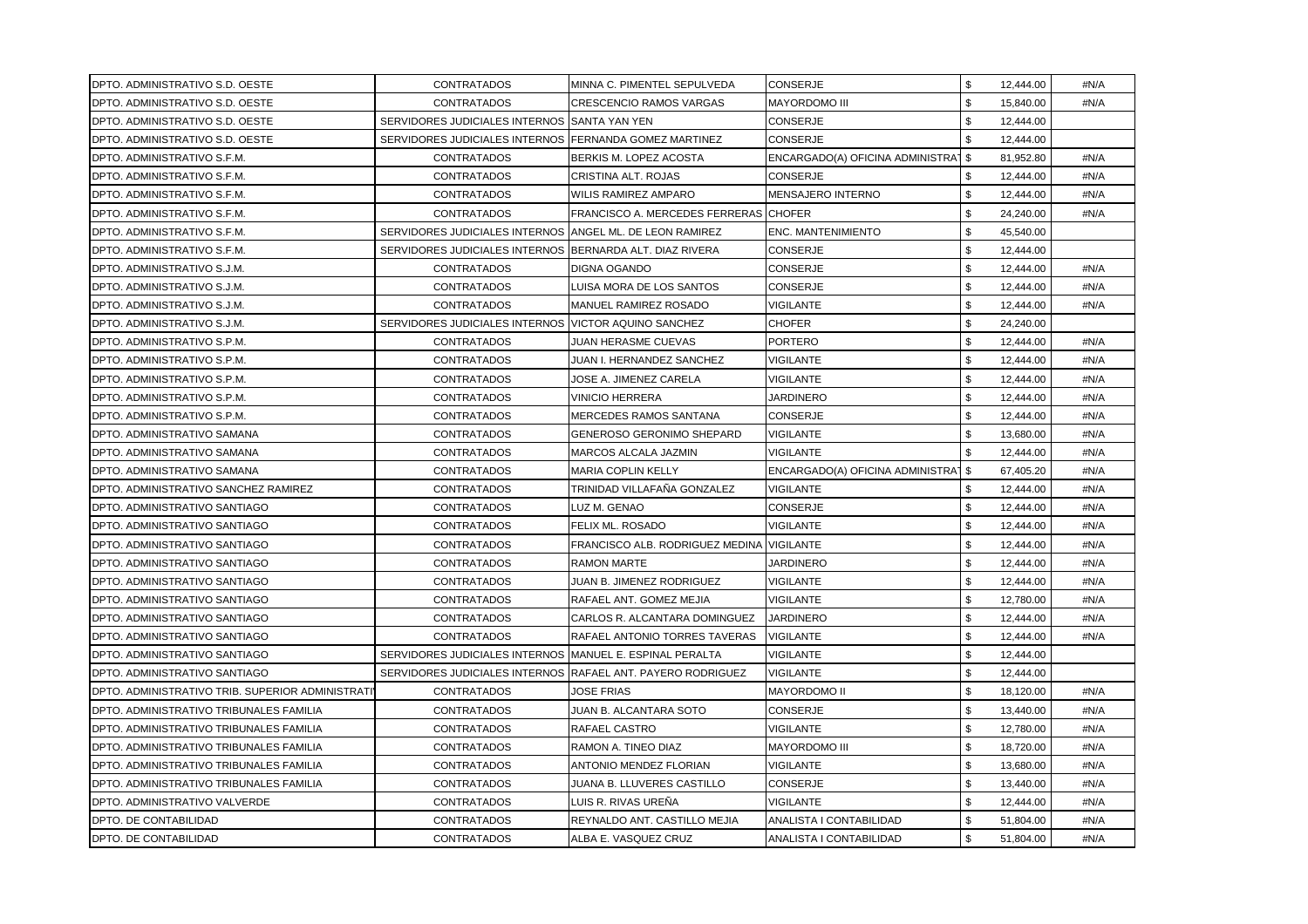| | | | | | | |
|---|---|---|---|---|---|---|
| DPTO. ADMINISTRATIVO S.D. OESTE | CONTRATADOS | MINNA C. PIMENTEL SEPULVEDA | CONSERJE | $ | 12,444.00 | #N/A |
| DPTO. ADMINISTRATIVO S.D. OESTE | CONTRATADOS | CRESCENCIO RAMOS VARGAS | MAYORDOMO III | $ | 15,840.00 | #N/A |
| DPTO. ADMINISTRATIVO S.D. OESTE | SERVIDORES JUDICIALES INTERNOS | SANTA YAN YEN | CONSERJE | $ | 12,444.00 | |
| DPTO. ADMINISTRATIVO S.D. OESTE | SERVIDORES JUDICIALES INTERNOS | FERNANDA GOMEZ MARTINEZ | CONSERJE | $ | 12,444.00 | |
| DPTO. ADMINISTRATIVO S.F.M. | CONTRATADOS | BERKIS M. LOPEZ ACOSTA | ENCARGADO(A) OFICINA ADMINISTRAT | $ | 81,952.80 | #N/A |
| DPTO. ADMINISTRATIVO S.F.M. | CONTRATADOS | CRISTINA ALT. ROJAS | CONSERJE | $ | 12,444.00 | #N/A |
| DPTO. ADMINISTRATIVO S.F.M. | CONTRATADOS | WILIS RAMIREZ AMPARO | MENSAJERO INTERNO | $ | 12,444.00 | #N/A |
| DPTO. ADMINISTRATIVO S.F.M. | CONTRATADOS | FRANCISCO A. MERCEDES FERRERAS | CHOFER | $ | 24,240.00 | #N/A |
| DPTO. ADMINISTRATIVO S.F.M. | SERVIDORES JUDICIALES INTERNOS | ANGEL ML. DE LEON RAMIREZ | ENC. MANTENIMIENTO | $ | 45,540.00 | |
| DPTO. ADMINISTRATIVO S.F.M. | SERVIDORES JUDICIALES INTERNOS | BERNARDA ALT. DIAZ RIVERA | CONSERJE | $ | 12,444.00 | |
| DPTO. ADMINISTRATIVO S.J.M. | CONTRATADOS | DIGNA OGANDO | CONSERJE | $ | 12,444.00 | #N/A |
| DPTO. ADMINISTRATIVO S.J.M. | CONTRATADOS | LUISA MORA DE LOS SANTOS | CONSERJE | $ | 12,444.00 | #N/A |
| DPTO. ADMINISTRATIVO S.J.M. | CONTRATADOS | MANUEL RAMIREZ ROSADO | VIGILANTE | $ | 12,444.00 | #N/A |
| DPTO. ADMINISTRATIVO S.J.M. | SERVIDORES JUDICIALES INTERNOS | VICTOR AQUINO SANCHEZ | CHOFER | $ | 24,240.00 | |
| DPTO. ADMINISTRATIVO S.P.M. | CONTRATADOS | JUAN HERASME CUEVAS | PORTERO | $ | 12,444.00 | #N/A |
| DPTO. ADMINISTRATIVO S.P.M. | CONTRATADOS | JUAN I. HERNANDEZ SANCHEZ | VIGILANTE | $ | 12,444.00 | #N/A |
| DPTO. ADMINISTRATIVO S.P.M. | CONTRATADOS | JOSE A. JIMENEZ CARELA | VIGILANTE | $ | 12,444.00 | #N/A |
| DPTO. ADMINISTRATIVO S.P.M. | CONTRATADOS | VINICIO HERRERA | JARDINERO | $ | 12,444.00 | #N/A |
| DPTO. ADMINISTRATIVO S.P.M. | CONTRATADOS | MERCEDES RAMOS SANTANA | CONSERJE | $ | 12,444.00 | #N/A |
| DPTO. ADMINISTRATIVO SAMANA | CONTRATADOS | GENEROSO GERONIMO SHEPARD | VIGILANTE | $ | 13,680.00 | #N/A |
| DPTO. ADMINISTRATIVO SAMANA | CONTRATADOS | MARCOS ALCALA JAZMIN | VIGILANTE | $ | 12,444.00 | #N/A |
| DPTO. ADMINISTRATIVO SAMANA | CONTRATADOS | MARIA COPLIN KELLY | ENCARGADO(A) OFICINA ADMINISTRAT | $ | 67,405.20 | #N/A |
| DPTO. ADMINISTRATIVO SANCHEZ RAMIREZ | CONTRATADOS | TRINIDAD VILLAFAÑA GONZALEZ | VIGILANTE | $ | 12,444.00 | #N/A |
| DPTO. ADMINISTRATIVO SANTIAGO | CONTRATADOS | LUZ M. GENAO | CONSERJE | $ | 12,444.00 | #N/A |
| DPTO. ADMINISTRATIVO SANTIAGO | CONTRATADOS | FELIX ML. ROSADO | VIGILANTE | $ | 12,444.00 | #N/A |
| DPTO. ADMINISTRATIVO SANTIAGO | CONTRATADOS | FRANCISCO ALB. RODRIGUEZ MEDINA | VIGILANTE | $ | 12,444.00 | #N/A |
| DPTO. ADMINISTRATIVO SANTIAGO | CONTRATADOS | RAMON MARTE | JARDINERO | $ | 12,444.00 | #N/A |
| DPTO. ADMINISTRATIVO SANTIAGO | CONTRATADOS | JUAN B. JIMENEZ RODRIGUEZ | VIGILANTE | $ | 12,444.00 | #N/A |
| DPTO. ADMINISTRATIVO SANTIAGO | CONTRATADOS | RAFAEL ANT. GOMEZ MEJIA | VIGILANTE | $ | 12,780.00 | #N/A |
| DPTO. ADMINISTRATIVO SANTIAGO | CONTRATADOS | CARLOS R. ALCANTARA DOMINGUEZ | JARDINERO | $ | 12,444.00 | #N/A |
| DPTO. ADMINISTRATIVO SANTIAGO | CONTRATADOS | RAFAEL ANTONIO TORRES TAVERAS | VIGILANTE | $ | 12,444.00 | #N/A |
| DPTO. ADMINISTRATIVO SANTIAGO | SERVIDORES JUDICIALES INTERNOS | MANUEL E. ESPINAL PERALTA | VIGILANTE | $ | 12,444.00 | |
| DPTO. ADMINISTRATIVO SANTIAGO | SERVIDORES JUDICIALES INTERNOS | RAFAEL ANT. PAYERO RODRIGUEZ | VIGILANTE | $ | 12,444.00 | |
| DPTO. ADMINISTRATIVO TRIB. SUPERIOR ADMINISTRATI | CONTRATADOS | JOSE FRIAS | MAYORDOMO II | $ | 18,120.00 | #N/A |
| DPTO. ADMINISTRATIVO TRIBUNALES FAMILIA | CONTRATADOS | JUAN B. ALCANTARA SOTO | CONSERJE | $ | 13,440.00 | #N/A |
| DPTO. ADMINISTRATIVO TRIBUNALES FAMILIA | CONTRATADOS | RAFAEL CASTRO | VIGILANTE | $ | 12,780.00 | #N/A |
| DPTO. ADMINISTRATIVO TRIBUNALES FAMILIA | CONTRATADOS | RAMON A. TINEO DIAZ | MAYORDOMO III | $ | 18,720.00 | #N/A |
| DPTO. ADMINISTRATIVO TRIBUNALES FAMILIA | CONTRATADOS | ANTONIO MENDEZ FLORIAN | VIGILANTE | $ | 13,680.00 | #N/A |
| DPTO. ADMINISTRATIVO TRIBUNALES FAMILIA | CONTRATADOS | JUANA B. LLUVERES CASTILLO | CONSERJE | $ | 13,440.00 | #N/A |
| DPTO. ADMINISTRATIVO VALVERDE | CONTRATADOS | LUIS R. RIVAS UREÑA | VIGILANTE | $ | 12,444.00 | #N/A |
| DPTO. DE CONTABILIDAD | CONTRATADOS | REYNALDO ANT. CASTILLO MEJIA | ANALISTA I CONTABILIDAD | $ | 51,804.00 | #N/A |
| DPTO. DE CONTABILIDAD | CONTRATADOS | ALBA E. VASQUEZ CRUZ | ANALISTA I CONTABILIDAD | $ | 51,804.00 | #N/A |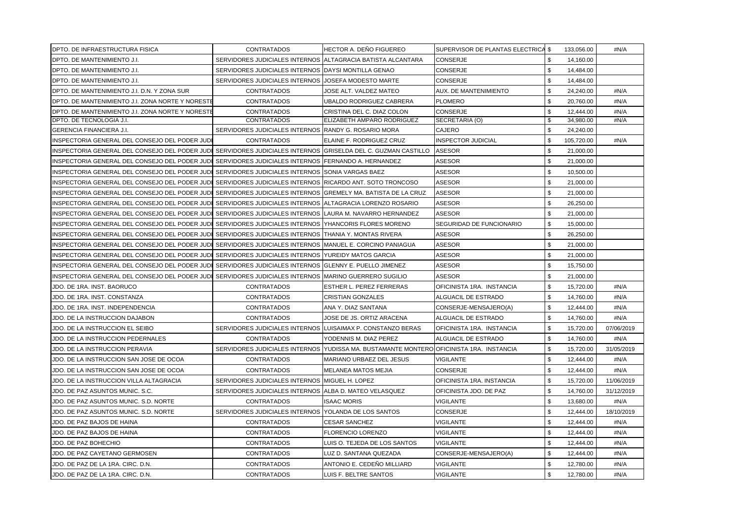| | | | | | |
|---|---|---|---|---|---|
| DPTO. DE INFRAESTRUCTURA FISICA | CONTRATADOS | HECTOR A. DEÑO FIGUEREO | SUPERVISOR DE PLANTAS ELECTRICA | $ 133,056.00 | #N/A |
| DPTO. DE MANTENIMIENTO J.I. | SERVIDORES JUDICIALES INTERNOS | ALTAGRACIA BATISTA ALCANTARA | CONSERJE | $ 14,160.00 | |
| DPTO. DE MANTENIMIENTO J.I. | SERVIDORES JUDICIALES INTERNOS | DAYSI MONTILLA GENAO | CONSERJE | $ 14,484.00 | |
| DPTO. DE MANTENIMIENTO J.I. | SERVIDORES JUDICIALES INTERNOS | JOSEFA MODESTO MARTE | CONSERJE | $ 14,484.00 | |
| DPTO. DE MANTENIMIENTO J.I. D.N. Y ZONA SUR | CONTRATADOS | JOSE ALT. VALDEZ MATEO | AUX. DE MANTENIMIENTO | $ 24,240.00 | #N/A |
| DPTO. DE MANTENIMIENTO J.I. ZONA NORTE Y NORESTE | CONTRATADOS | UBALDO RODRIGUEZ CABRERA | PLOMERO | $ 20,760.00 | #N/A |
| DPTO. DE MANTENIMIENTO J.I. ZONA NORTE Y NORESTE | CONTRATADOS | CRISTINA DEL C. DIAZ COLON | CONSERJE | $ 12,444.00 | #N/A |
| DPTO. DE TECNOLOGIA J.I. | CONTRATADOS | ELIZABETH AMPARO RODRIGUEZ | SECRETARIA (O) | $ 34,980.00 | #N/A |
| GERENCIA FINANCIERA J.I. | SERVIDORES JUDICIALES INTERNOS | RANDY G. ROSARIO MORA | CAJERO | $ 24,240.00 | |
| INSPECTORIA GENERAL DEL CONSEJO DEL PODER JUDI | CONTRATADOS | ELAINE F. RODRIGUEZ CRUZ | INSPECTOR JUDICIAL | $ 105,720.00 | #N/A |
| INSPECTORIA GENERAL DEL CONSEJO DEL PODER JUDI | SERVIDORES JUDICIALES INTERNOS | GRISELDA DEL C. GUZMAN CASTILLO | ASESOR | $ 21,000.00 | |
| INSPECTORIA GENERAL DEL CONSEJO DEL PODER JUDI | SERVIDORES JUDICIALES INTERNOS | FERNANDO A. HERNANDEZ | ASESOR | $ 21,000.00 | |
| INSPECTORIA GENERAL DEL CONSEJO DEL PODER JUDI | SERVIDORES JUDICIALES INTERNOS | SONIA VARGAS BAEZ | ASESOR | $ 10,500.00 | |
| INSPECTORIA GENERAL DEL CONSEJO DEL PODER JUDI | SERVIDORES JUDICIALES INTERNOS | RICARDO ANT. SOTO TRONCOSO | ASESOR | $ 21,000.00 | |
| INSPECTORIA GENERAL DEL CONSEJO DEL PODER JUDI | SERVIDORES JUDICIALES INTERNOS | GREMELY MA. BATISTA DE LA CRUZ | ASESOR | $ 21,000.00 | |
| INSPECTORIA GENERAL DEL CONSEJO DEL PODER JUDI | SERVIDORES JUDICIALES INTERNOS | ALTAGRACIA LORENZO ROSARIO | ASESOR | $ 26,250.00 | |
| INSPECTORIA GENERAL DEL CONSEJO DEL PODER JUDI | SERVIDORES JUDICIALES INTERNOS | LAURA M. NAVARRO HERNANDEZ | ASESOR | $ 21,000.00 | |
| INSPECTORIA GENERAL DEL CONSEJO DEL PODER JUDI | SERVIDORES JUDICIALES INTERNOS | YHANCORIS FLORES MORENO | SEGURIDAD DE FUNCIONARIO | $ 15,000.00 | |
| INSPECTORIA GENERAL DEL CONSEJO DEL PODER JUDI | SERVIDORES JUDICIALES INTERNOS | THANIA Y. MONTAS RIVERA | ASESOR | $ 26,250.00 | |
| INSPECTORIA GENERAL DEL CONSEJO DEL PODER JUDI | SERVIDORES JUDICIALES INTERNOS | MANUEL E. CORCINO PANIAGUA | ASESOR | $ 21,000.00 | |
| INSPECTORIA GENERAL DEL CONSEJO DEL PODER JUDI | SERVIDORES JUDICIALES INTERNOS | YUREIDY MATOS GARCIA | ASESOR | $ 21,000.00 | |
| INSPECTORIA GENERAL DEL CONSEJO DEL PODER JUDI | SERVIDORES JUDICIALES INTERNOS | GLENNY E. PUELLO JIMENEZ | ASESOR | $ 15,750.00 | |
| INSPECTORIA GENERAL DEL CONSEJO DEL PODER JUDI | SERVIDORES JUDICIALES INTERNOS | MARINO GUERRERO SUGILIO | ASESOR | $ 21,000.00 | |
| JDO. DE 1RA. INST. BAORUCO | CONTRATADOS | ESTHER L. PEREZ FERRERAS | OFICINISTA 1RA. INSTANCIA | $ 15,720.00 | #N/A |
| JDO. DE 1RA. INST. CONSTANZA | CONTRATADOS | CRISTIAN GONZALES | ALGUACIL DE ESTRADO | $ 14,760.00 | #N/A |
| JDO. DE 1RA. INST. INDEPENDENCIA | CONTRATADOS | ANA Y. DIAZ SANTANA | CONSERJE-MENSAJERO(A) | $ 12,444.00 | #N/A |
| JDO. DE LA INSTRUCCION DAJABON | CONTRATADOS | JOSE DE JS. ORTIZ ARACENA | ALGUACIL DE ESTRADO | $ 14,760.00 | #N/A |
| JDO. DE LA INSTRUCCION EL SEIBO | SERVIDORES JUDICIALES INTERNOS | LUISAIMAX P. CONSTANZO BERAS | OFICINISTA 1RA. INSTANCIA | $ 15,720.00 | 07/06/2019 |
| JDO. DE LA INSTRUCCION PEDERNALES | CONTRATADOS | YODENNIS M. DIAZ PEREZ | ALGUACIL DE ESTRADO | $ 14,760.00 | #N/A |
| JDO. DE LA INSTRUCCION PERAVIA | SERVIDORES JUDICIALES INTERNOS | YUDISSA MA. BUSTAMANTE MONTERO | OFICINISTA 1RA. INSTANCIA | $ 15,720.00 | 31/05/2019 |
| JDO. DE LA INSTRUCCION SAN JOSE DE OCOA | CONTRATADOS | MARIANO URBAEZ DEL JESUS | VIGILANTE | $ 12,444.00 | #N/A |
| JDO. DE LA INSTRUCCION SAN JOSE DE OCOA | CONTRATADOS | MELANEA MATOS MEJIA | CONSERJE | $ 12,444.00 | #N/A |
| JDO. DE LA INSTRUCCION VILLA ALTAGRACIA | SERVIDORES JUDICIALES INTERNOS | MIGUEL H. LOPEZ | OFICINISTA 1RA. INSTANCIA | $ 15,720.00 | 11/06/2019 |
| JDO. DE PAZ ASUNTOS MUNIC. S.C. | SERVIDORES JUDICIALES INTERNOS | ALBA D. MATEO VELASQUEZ | OFICINISTA JDO. DE PAZ | $ 14,760.00 | 31/12/2019 |
| JDO. DE PAZ ASUNTOS MUNIC. S.D. NORTE | CONTRATADOS | ISAAC MORIS | VIGILANTE | $ 13,680.00 | #N/A |
| JDO. DE PAZ ASUNTOS MUNIC. S.D. NORTE | SERVIDORES JUDICIALES INTERNOS | YOLANDA DE LOS SANTOS | CONSERJE | $ 12,444.00 | 18/10/2019 |
| JDO. DE PAZ BAJOS DE HAINA | CONTRATADOS | CESAR SANCHEZ | VIGILANTE | $ 12,444.00 | #N/A |
| JDO. DE PAZ BAJOS DE HAINA | CONTRATADOS | FLORENCIO LORENZO | VIGILANTE | $ 12,444.00 | #N/A |
| JDO. DE PAZ BOHECHIO | CONTRATADOS | LUIS O. TEJEDA DE LOS SANTOS | VIGILANTE | $ 12,444.00 | #N/A |
| JDO. DE PAZ CAYETANO GERMOSEN | CONTRATADOS | LUZ D. SANTANA QUEZADA | CONSERJE-MENSAJERO(A) | $ 12,444.00 | #N/A |
| JDO. DE PAZ DE LA 1RA. CIRC. D.N. | CONTRATADOS | ANTONIO E. CEDEÑO MILLIARD | VIGILANTE | $ 12,780.00 | #N/A |
| JDO. DE PAZ DE LA 1RA. CIRC. D.N. | CONTRATADOS | LUIS F. BELTRE SANTOS | VIGILANTE | $ 12,780.00 | #N/A |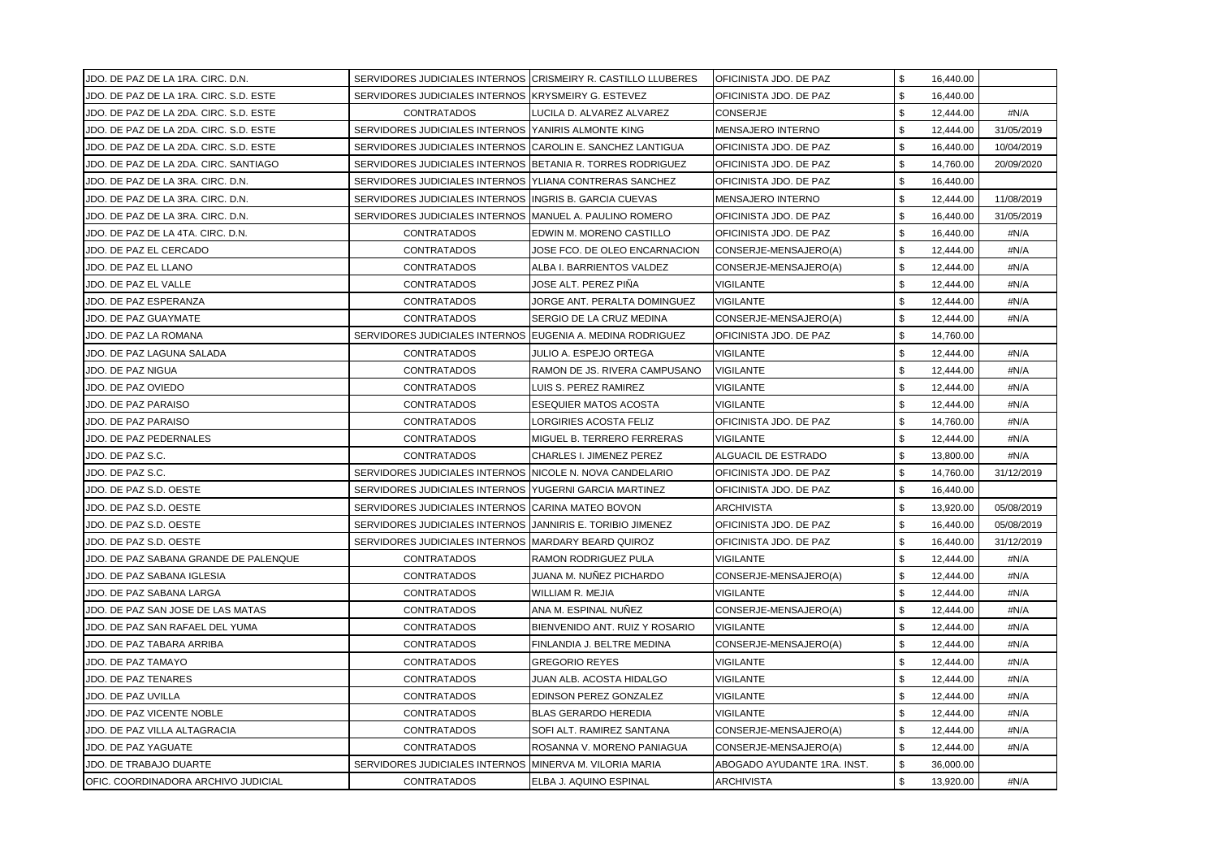| | | | | | | |
|---|---|---|---|---|---|---|
| JDO. DE PAZ DE LA 1RA. CIRC. D.N. | SERVIDORES JUDICIALES INTERNOS | CRISMEIRY R. CASTILLO LLUBERES | OFICINISTA JDO. DE PAZ | $ | 16,440.00 | |
| JDO. DE PAZ DE LA 1RA. CIRC. S.D. ESTE | SERVIDORES JUDICIALES INTERNOS | KRYSMEIRY G. ESTEVEZ | OFICINISTA JDO. DE PAZ | $ | 16,440.00 | |
| JDO. DE PAZ DE LA 2DA. CIRC. S.D. ESTE | CONTRATADOS | LUCILA D. ALVAREZ ALVAREZ | CONSERJE | $ | 12,444.00 | #N/A |
| JDO. DE PAZ DE LA 2DA. CIRC. S.D. ESTE | SERVIDORES JUDICIALES INTERNOS | YANIRIS ALMONTE KING | MENSAJERO INTERNO | $ | 12,444.00 | 31/05/2019 |
| JDO. DE PAZ DE LA 2DA. CIRC. S.D. ESTE | SERVIDORES JUDICIALES INTERNOS | CAROLIN E. SANCHEZ LANTIGUA | OFICINISTA JDO. DE PAZ | $ | 16,440.00 | 10/04/2019 |
| JDO. DE PAZ DE LA 2DA. CIRC. SANTIAGO | SERVIDORES JUDICIALES INTERNOS | BETANIA R. TORRES RODRIGUEZ | OFICINISTA JDO. DE PAZ | $ | 14,760.00 | 20/09/2020 |
| JDO. DE PAZ DE LA 3RA. CIRC. D.N. | SERVIDORES JUDICIALES INTERNOS | YLIANA CONTRERAS SANCHEZ | OFICINISTA JDO. DE PAZ | $ | 16,440.00 | |
| JDO. DE PAZ DE LA 3RA. CIRC. D.N. | SERVIDORES JUDICIALES INTERNOS | INGRIS B. GARCIA CUEVAS | MENSAJERO INTERNO | $ | 12,444.00 | 11/08/2019 |
| JDO. DE PAZ DE LA 3RA. CIRC. D.N. | SERVIDORES JUDICIALES INTERNOS | MANUEL A. PAULINO ROMERO | OFICINISTA JDO. DE PAZ | $ | 16,440.00 | 31/05/2019 |
| JDO. DE PAZ DE LA 4TA. CIRC. D.N. | CONTRATADOS | EDWIN M. MORENO CASTILLO | OFICINISTA JDO. DE PAZ | $ | 16,440.00 | #N/A |
| JDO. DE PAZ EL CERCADO | CONTRATADOS | JOSE FCO. DE OLEO ENCARNACION | CONSERJE-MENSAJERO(A) | $ | 12,444.00 | #N/A |
| JDO. DE PAZ EL LLANO | CONTRATADOS | ALBA I. BARRIENTOS VALDEZ | CONSERJE-MENSAJERO(A) | $ | 12,444.00 | #N/A |
| JDO. DE PAZ EL VALLE | CONTRATADOS | JOSE ALT. PEREZ PIÑA | VIGILANTE | $ | 12,444.00 | #N/A |
| JDO. DE PAZ ESPERANZA | CONTRATADOS | JORGE ANT. PERALTA DOMINGUEZ | VIGILANTE | $ | 12,444.00 | #N/A |
| JDO. DE PAZ GUAYMATE | CONTRATADOS | SERGIO DE LA CRUZ MEDINA | CONSERJE-MENSAJERO(A) | $ | 12,444.00 | #N/A |
| JDO. DE PAZ LA ROMANA | SERVIDORES JUDICIALES INTERNOS | EUGENIA A. MEDINA RODRIGUEZ | OFICINISTA JDO. DE PAZ | $ | 14,760.00 | |
| JDO. DE PAZ LAGUNA SALADA | CONTRATADOS | JULIO A. ESPEJO ORTEGA | VIGILANTE | $ | 12,444.00 | #N/A |
| JDO. DE PAZ NIGUA | CONTRATADOS | RAMON DE JS. RIVERA CAMPUSANO | VIGILANTE | $ | 12,444.00 | #N/A |
| JDO. DE PAZ OVIEDO | CONTRATADOS | LUIS S. PEREZ RAMIREZ | VIGILANTE | $ | 12,444.00 | #N/A |
| JDO. DE PAZ PARAISO | CONTRATADOS | ESEQUIER MATOS ACOSTA | VIGILANTE | $ | 12,444.00 | #N/A |
| JDO. DE PAZ PARAISO | CONTRATADOS | LORGIRIES ACOSTA FELIZ | OFICINISTA JDO. DE PAZ | $ | 14,760.00 | #N/A |
| JDO. DE PAZ PEDERNALES | CONTRATADOS | MIGUEL B. TERRERO FERRERAS | VIGILANTE | $ | 12,444.00 | #N/A |
| JDO. DE PAZ S.C. | CONTRATADOS | CHARLES I. JIMENEZ PEREZ | ALGUACIL DE ESTRADO | $ | 13,800.00 | #N/A |
| JDO. DE PAZ S.C. | SERVIDORES JUDICIALES INTERNOS | NICOLE N. NOVA CANDELARIO | OFICINISTA JDO. DE PAZ | $ | 14,760.00 | 31/12/2019 |
| JDO. DE PAZ S.D. OESTE | SERVIDORES JUDICIALES INTERNOS | YUGERNI GARCIA MARTINEZ | OFICINISTA JDO. DE PAZ | $ | 16,440.00 | |
| JDO. DE PAZ S.D. OESTE | SERVIDORES JUDICIALES INTERNOS | CARINA MATEO BOVON | ARCHIVISTA | $ | 13,920.00 | 05/08/2019 |
| JDO. DE PAZ S.D. OESTE | SERVIDORES JUDICIALES INTERNOS | JANNIRIS E. TORIBIO JIMENEZ | OFICINISTA JDO. DE PAZ | $ | 16,440.00 | 05/08/2019 |
| JDO. DE PAZ S.D. OESTE | SERVIDORES JUDICIALES INTERNOS | MARDARY BEARD QUIROZ | OFICINISTA JDO. DE PAZ | $ | 16,440.00 | 31/12/2019 |
| JDO. DE PAZ SABANA GRANDE DE PALENQUE | CONTRATADOS | RAMON RODRIGUEZ PULA | VIGILANTE | $ | 12,444.00 | #N/A |
| JDO. DE PAZ SABANA IGLESIA | CONTRATADOS | JUANA M. NUÑEZ PICHARDO | CONSERJE-MENSAJERO(A) | $ | 12,444.00 | #N/A |
| JDO. DE PAZ SABANA LARGA | CONTRATADOS | WILLIAM R. MEJIA | VIGILANTE | $ | 12,444.00 | #N/A |
| JDO. DE PAZ SAN JOSE DE LAS MATAS | CONTRATADOS | ANA M. ESPINAL NUÑEZ | CONSERJE-MENSAJERO(A) | $ | 12,444.00 | #N/A |
| JDO. DE PAZ SAN RAFAEL DEL YUMA | CONTRATADOS | BIENVENIDO ANT. RUIZ Y ROSARIO | VIGILANTE | $ | 12,444.00 | #N/A |
| JDO. DE PAZ TABARA ARRIBA | CONTRATADOS | FINLANDIA J. BELTRE MEDINA | CONSERJE-MENSAJERO(A) | $ | 12,444.00 | #N/A |
| JDO. DE PAZ TAMAYO | CONTRATADOS | GREGORIO REYES | VIGILANTE | $ | 12,444.00 | #N/A |
| JDO. DE PAZ TENARES | CONTRATADOS | JUAN ALB. ACOSTA HIDALGO | VIGILANTE | $ | 12,444.00 | #N/A |
| JDO. DE PAZ UVILLA | CONTRATADOS | EDINSON PEREZ GONZALEZ | VIGILANTE | $ | 12,444.00 | #N/A |
| JDO. DE PAZ VICENTE NOBLE | CONTRATADOS | BLAS GERARDO HEREDIA | VIGILANTE | $ | 12,444.00 | #N/A |
| JDO. DE PAZ VILLA ALTAGRACIA | CONTRATADOS | SOFI ALT. RAMIREZ SANTANA | CONSERJE-MENSAJERO(A) | $ | 12,444.00 | #N/A |
| JDO. DE PAZ YAGUATE | CONTRATADOS | ROSANNA V. MORENO PANIAGUA | CONSERJE-MENSAJERO(A) | $ | 12,444.00 | #N/A |
| JDO. DE TRABAJO DUARTE | SERVIDORES JUDICIALES INTERNOS | MINERVA M. VILORIA MARIA | ABOGADO AYUDANTE 1RA. INST. | $ | 36,000.00 | |
| OFIC. COORDINADORA ARCHIVO JUDICIAL | CONTRATADOS | ELBA J. AQUINO ESPINAL | ARCHIVISTA | $ | 13,920.00 | #N/A |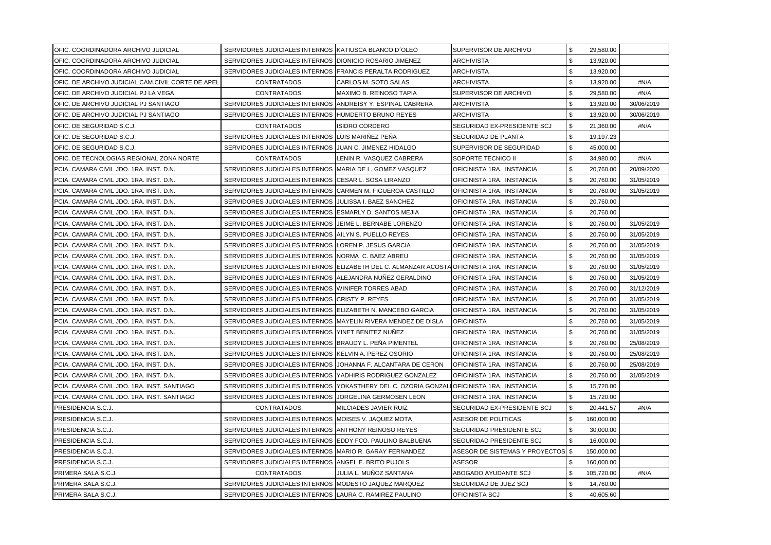| | | | | | | |
|---|---|---|---|---|---|---|
| OFIC. COORDINADORA ARCHIVO JUDICIAL | SERVIDORES JUDICIALES INTERNOS | KATIUSCA BLANCO D´OLEO | SUPERVISOR DE ARCHIVO | $ | 29,580.00 | |
| OFIC. COORDINADORA ARCHIVO JUDICIAL | SERVIDORES JUDICIALES INTERNOS | DIONICIO ROSARIO JIMENEZ | ARCHIVISTA | $ | 13,920.00 | |
| OFIC. COORDINADORA ARCHIVO JUDICIAL | SERVIDORES JUDICIALES INTERNOS | FRANCIS PERALTA RODRIGUEZ | ARCHIVISTA | $ | 13,920.00 | |
| OFIC. DE ARCHIVO JUDICIAL CAM.CIVIL CORTE DE APEL | CONTRATADOS | CARLOS M. SOTO SALAS | ARCHIVISTA | $ | 13,920.00 | #N/A |
| OFIC. DE ARCHIVO JUDICIAL PJ LA VEGA | CONTRATADOS | MAXIMO B. REINOSO TAPIA | SUPERVISOR DE ARCHIVO | $ | 29,580.00 | #N/A |
| OFIC. DE ARCHIVO JUDICIAL PJ SANTIAGO | SERVIDORES JUDICIALES INTERNOS | ANDREISY Y. ESPINAL CABRERA | ARCHIVISTA | $ | 13,920.00 | 30/06/2019 |
| OFIC. DE ARCHIVO JUDICIAL PJ SANTIAGO | SERVIDORES JUDICIALES INTERNOS | HUMDERTO BRUNO REYES | ARCHIVISTA | $ | 13,920.00 | 30/06/2019 |
| OFIC. DE SEGURIDAD S.C.J. | CONTRATADOS | ISIDRO CORDERO | SEGURIDAD EX-PRESIDENTE SCJ | $ | 21,360.00 | #N/A |
| OFIC. DE SEGURIDAD S.C.J. | SERVIDORES JUDICIALES INTERNOS | LUIS MARIÑEZ PEÑA | SEGURIDAD DE PLANTA | $ | 19,197.23 | |
| OFIC. DE SEGURIDAD S.C.J. | SERVIDORES JUDICIALES INTERNOS | JUAN C. JIMENEZ HIDALGO | SUPERVISOR DE SEGURIDAD | $ | 45,000.00 | |
| OFIC. DE TECNOLOGIAS REGIONAL ZONA NORTE | CONTRATADOS | LENIN R. VASQUEZ CABRERA | SOPORTE TECNICO II | $ | 34,980.00 | #N/A |
| PCIA. CAMARA CIVIL JDO. 1RA. INST. D.N. | SERVIDORES JUDICIALES INTERNOS | MARIA DE L. GOMEZ VASQUEZ | OFICINISTA 1RA. INSTANCIA | $ | 20,760.00 | 20/09/2020 |
| PCIA. CAMARA CIVIL JDO. 1RA. INST. D.N. | SERVIDORES JUDICIALES INTERNOS | CESAR L. SOSA LIRANZO | OFICINISTA 1RA. INSTANCIA | $ | 20,760.00 | 31/05/2019 |
| PCIA. CAMARA CIVIL JDO. 1RA. INST. D.N. | SERVIDORES JUDICIALES INTERNOS | CARMEN M. FIGUEROA CASTILLO | OFICINISTA 1RA. INSTANCIA | $ | 20,760.00 | 31/05/2019 |
| PCIA. CAMARA CIVIL JDO. 1RA. INST. D.N. | SERVIDORES JUDICIALES INTERNOS | JULISSA I. BAEZ SANCHEZ | OFICINISTA 1RA. INSTANCIA | $ | 20,760.00 | |
| PCIA. CAMARA CIVIL JDO. 1RA. INST. D.N. | SERVIDORES JUDICIALES INTERNOS | ESMARLY D. SANTOS MEJIA | OFICINISTA 1RA. INSTANCIA | $ | 20,760.00 | |
| PCIA. CAMARA CIVIL JDO. 1RA. INST. D.N. | SERVIDORES JUDICIALES INTERNOS | JEIME L. BERNABE LORENZO | OFICINISTA 1RA. INSTANCIA | $ | 20,760.00 | 31/05/2019 |
| PCIA. CAMARA CIVIL JDO. 1RA. INST. D.N. | SERVIDORES JUDICIALES INTERNOS | AILYN S. PUELLO REYES | OFICINISTA 1RA. INSTANCIA | $ | 20,760.00 | 31/05/2019 |
| PCIA. CAMARA CIVIL JDO. 1RA. INST. D.N. | SERVIDORES JUDICIALES INTERNOS | LOREN P. JESUS GARCIA | OFICINISTA 1RA. INSTANCIA | $ | 20,760.00 | 31/05/2019 |
| PCIA. CAMARA CIVIL JDO. 1RA. INST. D.N. | SERVIDORES JUDICIALES INTERNOS | NORMA C. BAEZ ABREU | OFICINISTA 1RA. INSTANCIA | $ | 20,760.00 | 31/05/2019 |
| PCIA. CAMARA CIVIL JDO. 1RA. INST. D.N. | SERVIDORES JUDICIALES INTERNOS | ELIZABETH DEL C. ALMANZAR ACOSTA | OFICINISTA 1RA. INSTANCIA | $ | 20,760.00 | 31/05/2019 |
| PCIA. CAMARA CIVIL JDO. 1RA. INST. D.N. | SERVIDORES JUDICIALES INTERNOS | ALEJANDRA NUÑEZ GERALDINO | OFICINISTA 1RA. INSTANCIA | $ | 20,760.00 | 31/05/2019 |
| PCIA. CAMARA CIVIL JDO. 1RA. INST. D.N. | SERVIDORES JUDICIALES INTERNOS | WINIFER TORRES ABAD | OFICINISTA 1RA. INSTANCIA | $ | 20,760.00 | 31/12/2019 |
| PCIA. CAMARA CIVIL JDO. 1RA. INST. D.N. | SERVIDORES JUDICIALES INTERNOS | CRISTY P. REYES | OFICINISTA 1RA. INSTANCIA | $ | 20,760.00 | 31/05/2019 |
| PCIA. CAMARA CIVIL JDO. 1RA. INST. D.N. | SERVIDORES JUDICIALES INTERNOS | ELIZABETH N. MANCEBO GARCIA | OFICINISTA 1RA. INSTANCIA | $ | 20,760.00 | 31/05/2019 |
| PCIA. CAMARA CIVIL JDO. 1RA. INST. D.N. | SERVIDORES JUDICIALES INTERNOS | MAYELIN RIVERA MENDEZ DE DISLA | OFICINISTA | $ | 20,760.00 | 31/05/2019 |
| PCIA. CAMARA CIVIL JDO. 1RA. INST. D.N. | SERVIDORES JUDICIALES INTERNOS | YINET BENITEZ NUÑEZ | OFICINISTA 1RA. INSTANCIA | $ | 20,760.00 | 31/05/2019 |
| PCIA. CAMARA CIVIL JDO. 1RA. INST. D.N. | SERVIDORES JUDICIALES INTERNOS | BRAUDY L. PEÑA PIMENTEL | OFICINISTA 1RA. INSTANCIA | $ | 20,760.00 | 25/08/2019 |
| PCIA. CAMARA CIVIL JDO. 1RA. INST. D.N. | SERVIDORES JUDICIALES INTERNOS | KELVIN A. PEREZ OSORIO | OFICINISTA 1RA. INSTANCIA | $ | 20,760.00 | 25/08/2019 |
| PCIA. CAMARA CIVIL JDO. 1RA. INST. D.N. | SERVIDORES JUDICIALES INTERNOS | JOHANNA F. ALCANTARA DE CERON | OFICINISTA 1RA. INSTANCIA | $ | 20,760.00 | 25/08/2019 |
| PCIA. CAMARA CIVIL JDO. 1RA. INST. D.N. | SERVIDORES JUDICIALES INTERNOS | YADHIRIS RODRIGUEZ GONZALEZ | OFICINISTA 1RA. INSTANCIA | $ | 20,760.00 | 31/05/2019 |
| PCIA. CAMARA CIVIL JDO. 1RA. INST. SANTIAGO | SERVIDORES JUDICIALES INTERNOS | YOKASTHERY DEL C. OZORIA GONZALI | OFICINISTA 1RA. INSTANCIA | $ | 15,720.00 | |
| PCIA. CAMARA CIVIL JDO. 1RA. INST. SANTIAGO | SERVIDORES JUDICIALES INTERNOS | JORGELINA GERMOSEN LEON | OFICINISTA 1RA. INSTANCIA | $ | 15,720.00 | |
| PRESIDENCIA S.C.J. | CONTRATADOS | MILCIADES JAVIER RUIZ | SEGURIDAD EX-PRESIDENTE SCJ | $ | 20,441.57 | #N/A |
| PRESIDENCIA S.C.J. | SERVIDORES JUDICIALES INTERNOS | MOISES V. JAQUEZ MOTA | ASESOR DE POLITICAS | $ | 160,000.00 | |
| PRESIDENCIA S.C.J. | SERVIDORES JUDICIALES INTERNOS | ANTHONY REINOSO REYES | SEGURIDAD PRESIDENTE SCJ | $ | 30,000.00 | |
| PRESIDENCIA S.C.J. | SERVIDORES JUDICIALES INTERNOS | EDDY FCO. PAULINO BALBUENA | SEGURIDAD PRESIDENTE SCJ | $ | 16,000.00 | |
| PRESIDENCIA S.C.J. | SERVIDORES JUDICIALES INTERNOS | MARIO R. GARAY FERNANDEZ | ASESOR DE SISTEMAS Y PROYECTOS | $ | 150,000.00 | |
| PRESIDENCIA S.C.J. | SERVIDORES JUDICIALES INTERNOS | ANGEL E. BRITO PUJOLS | ASESOR | $ | 160,000.00 | |
| PRIMERA SALA S.C.J. | CONTRATADOS | JULIA L. MUÑOZ SANTANA | ABOGADO AYUDANTE SCJ | $ | 105,720.00 | #N/A |
| PRIMERA SALA S.C.J. | SERVIDORES JUDICIALES INTERNOS | MODESTO JAQUEZ MARQUEZ | SEGURIDAD DE JUEZ SCJ | $ | 14,760.00 | |
| PRIMERA SALA S.C.J. | SERVIDORES JUDICIALES INTERNOS | LAURA C. RAMIREZ PAULINO | OFICINISTA SCJ | $ | 40,605.60 | |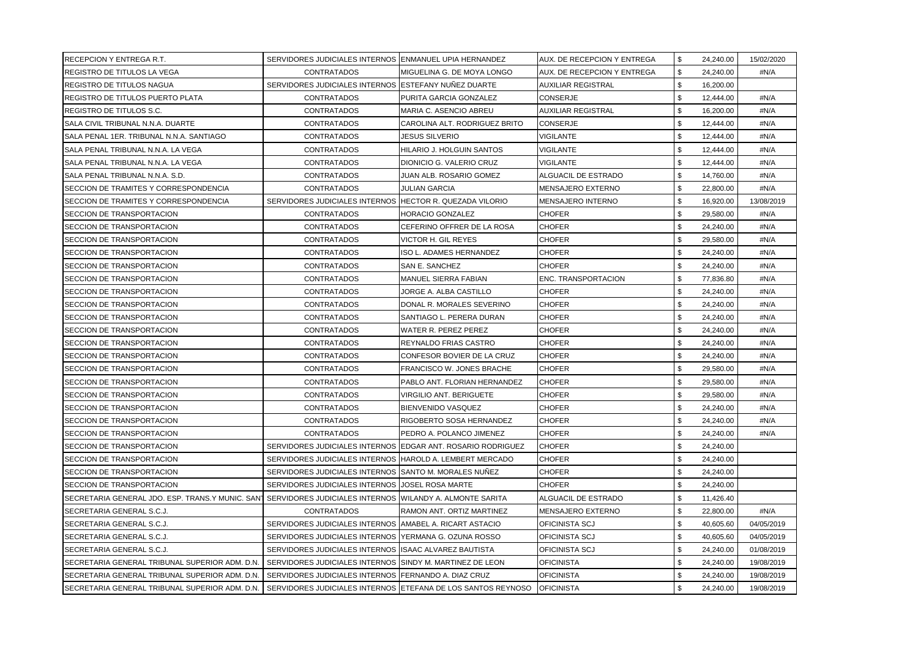| | | | | | | |
|---|---|---|---|---|---|---|
| RECEPCION Y ENTREGA R.T. | SERVIDORES JUDICIALES INTERNOS | ENMANUEL UPIA HERNANDEZ | AUX. DE RECEPCION Y ENTREGA | $ | 24,240.00 | 15/02/2020 |
| REGISTRO DE TITULOS LA VEGA | CONTRATADOS | MIGUELINA G. DE MOYA LONGO | AUX. DE RECEPCION Y ENTREGA | $ | 24,240.00 | #N/A |
| REGISTRO DE TITULOS NAGUA | SERVIDORES JUDICIALES INTERNOS | ESTEFANY NUÑEZ DUARTE | AUXILIAR REGISTRAL | $ | 16,200.00 | |
| REGISTRO DE TITULOS PUERTO PLATA | CONTRATADOS | PURITA GARCIA GONZALEZ | CONSERJE | $ | 12,444.00 | #N/A |
| REGISTRO DE TITULOS S.C. | CONTRATADOS | MARIA C. ASENCIO ABREU | AUXILIAR REGISTRAL | $ | 16,200.00 | #N/A |
| SALA CIVIL TRIBUNAL N.N.A. DUARTE | CONTRATADOS | CAROLINA ALT. RODRIGUEZ BRITO | CONSERJE | $ | 12,444.00 | #N/A |
| SALA PENAL 1ER. TRIBUNAL N.N.A. SANTIAGO | CONTRATADOS | JESUS SILVERIO | VIGILANTE | $ | 12,444.00 | #N/A |
| SALA PENAL TRIBUNAL N.N.A. LA VEGA | CONTRATADOS | HILARIO J. HOLGUIN SANTOS | VIGILANTE | $ | 12,444.00 | #N/A |
| SALA PENAL TRIBUNAL N.N.A. LA VEGA | CONTRATADOS | DIONICIO G. VALERIO CRUZ | VIGILANTE | $ | 12,444.00 | #N/A |
| SALA PENAL TRIBUNAL N.N.A. S.D. | CONTRATADOS | JUAN ALB. ROSARIO GOMEZ | ALGUACIL DE ESTRADO | $ | 14,760.00 | #N/A |
| SECCION DE TRAMITES Y CORRESPONDENCIA | CONTRATADOS | JULIAN GARCIA | MENSAJERO EXTERNO | $ | 22,800.00 | #N/A |
| SECCION DE TRAMITES Y CORRESPONDENCIA | SERVIDORES JUDICIALES INTERNOS | HECTOR R. QUEZADA VILORIO | MENSAJERO INTERNO | $ | 16,920.00 | 13/08/2019 |
| SECCION DE TRANSPORTACION | CONTRATADOS | HORACIO GONZALEZ | CHOFER | $ | 29,580.00 | #N/A |
| SECCION DE TRANSPORTACION | CONTRATADOS | CEFERINO OFFRER DE LA ROSA | CHOFER | $ | 24,240.00 | #N/A |
| SECCION DE TRANSPORTACION | CONTRATADOS | VICTOR H. GIL REYES | CHOFER | $ | 29,580.00 | #N/A |
| SECCION DE TRANSPORTACION | CONTRATADOS | ISO L. ADAMES HERNANDEZ | CHOFER | $ | 24,240.00 | #N/A |
| SECCION DE TRANSPORTACION | CONTRATADOS | SAN E. SANCHEZ | CHOFER | $ | 24,240.00 | #N/A |
| SECCION DE TRANSPORTACION | CONTRATADOS | MANUEL SIERRA FABIAN | ENC. TRANSPORTACION | $ | 77,836.80 | #N/A |
| SECCION DE TRANSPORTACION | CONTRATADOS | JORGE A. ALBA CASTILLO | CHOFER | $ | 24,240.00 | #N/A |
| SECCION DE TRANSPORTACION | CONTRATADOS | DONAL R. MORALES SEVERINO | CHOFER | $ | 24,240.00 | #N/A |
| SECCION DE TRANSPORTACION | CONTRATADOS | SANTIAGO L. PERERA DURAN | CHOFER | $ | 24,240.00 | #N/A |
| SECCION DE TRANSPORTACION | CONTRATADOS | WATER R. PEREZ PEREZ | CHOFER | $ | 24,240.00 | #N/A |
| SECCION DE TRANSPORTACION | CONTRATADOS | REYNALDO FRIAS CASTRO | CHOFER | $ | 24,240.00 | #N/A |
| SECCION DE TRANSPORTACION | CONTRATADOS | CONFESOR BOVIER DE LA CRUZ | CHOFER | $ | 24,240.00 | #N/A |
| SECCION DE TRANSPORTACION | CONTRATADOS | FRANCISCO W. JONES BRACHE | CHOFER | $ | 29,580.00 | #N/A |
| SECCION DE TRANSPORTACION | CONTRATADOS | PABLO ANT. FLORIAN HERNANDEZ | CHOFER | $ | 29,580.00 | #N/A |
| SECCION DE TRANSPORTACION | CONTRATADOS | VIRGILIO ANT. BERIGUETE | CHOFER | $ | 29,580.00 | #N/A |
| SECCION DE TRANSPORTACION | CONTRATADOS | BIENVENIDO VASQUEZ | CHOFER | $ | 24,240.00 | #N/A |
| SECCION DE TRANSPORTACION | CONTRATADOS | RIGOBERTO SOSA HERNANDEZ | CHOFER | $ | 24,240.00 | #N/A |
| SECCION DE TRANSPORTACION | CONTRATADOS | PEDRO A. POLANCO JIMENEZ | CHOFER | $ | 24,240.00 | #N/A |
| SECCION DE TRANSPORTACION | SERVIDORES JUDICIALES INTERNOS | EDGAR ANT. ROSARIO RODRIGUEZ | CHOFER | $ | 24,240.00 | |
| SECCION DE TRANSPORTACION | SERVIDORES JUDICIALES INTERNOS | HAROLD A. LEMBERT MERCADO | CHOFER | $ | 24,240.00 | |
| SECCION DE TRANSPORTACION | SERVIDORES JUDICIALES INTERNOS | SANTO M. MORALES NUÑEZ | CHOFER | $ | 24,240.00 | |
| SECCION DE TRANSPORTACION | SERVIDORES JUDICIALES INTERNOS | JOSEL ROSA MARTE | CHOFER | $ | 24,240.00 | |
| SECRETARIA GENERAL JDO. ESP. TRANS.Y MUNIC. SAN | SERVIDORES JUDICIALES INTERNOS | WILANDY A. ALMONTE SARITA | ALGUACIL DE ESTRADO | $ | 11,426.40 | |
| SECRETARIA GENERAL S.C.J. | CONTRATADOS | RAMON ANT. ORTIZ MARTINEZ | MENSAJERO EXTERNO | $ | 22,800.00 | #N/A |
| SECRETARIA GENERAL S.C.J. | SERVIDORES JUDICIALES INTERNOS | AMABEL A. RICART ASTACIO | OFICINISTA SCJ | $ | 40,605.60 | 04/05/2019 |
| SECRETARIA GENERAL S.C.J. | SERVIDORES JUDICIALES INTERNOS | YERMANA G. OZUNA ROSSO | OFICINISTA SCJ | $ | 40,605.60 | 04/05/2019 |
| SECRETARIA GENERAL S.C.J. | SERVIDORES JUDICIALES INTERNOS | ISAAC ALVAREZ BAUTISTA | OFICINISTA SCJ | $ | 24,240.00 | 01/08/2019 |
| SECRETARIA GENERAL TRIBUNAL SUPERIOR ADM. D.N. | SERVIDORES JUDICIALES INTERNOS | SINDY M. MARTINEZ DE LEON | OFICINISTA | $ | 24,240.00 | 19/08/2019 |
| SECRETARIA GENERAL TRIBUNAL SUPERIOR ADM. D.N. | SERVIDORES JUDICIALES INTERNOS | FERNANDO A. DIAZ CRUZ | OFICINISTA | $ | 24,240.00 | 19/08/2019 |
| SECRETARIA GENERAL TRIBUNAL SUPERIOR ADM. D.N. | SERVIDORES JUDICIALES INTERNOS | ETEFANA DE LOS SANTOS REYNOSO | OFICINISTA | $ | 24,240.00 | 19/08/2019 |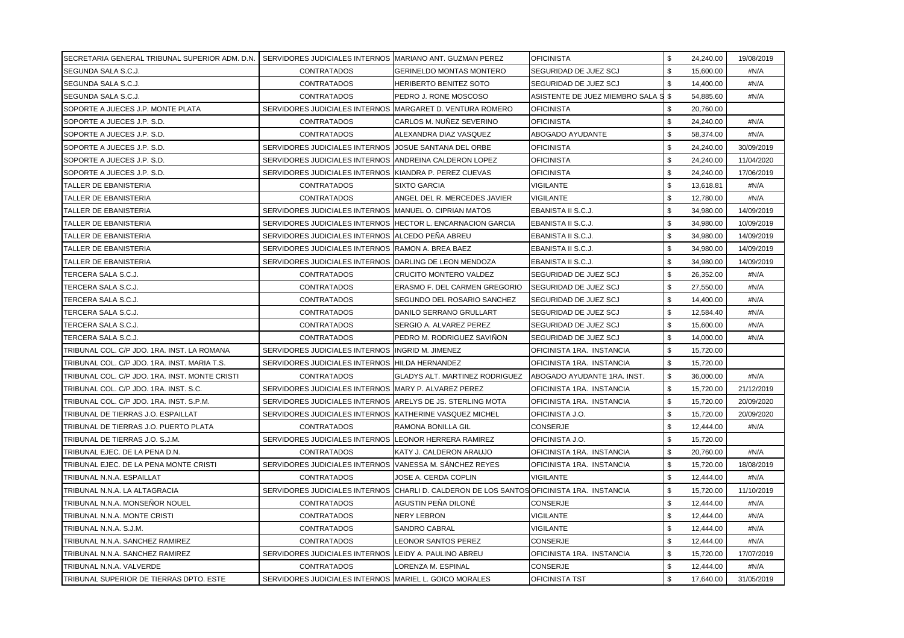| | | | | | | |
|---|---|---|---|---|---|---|
| SECRETARIA GENERAL TRIBUNAL SUPERIOR ADM. D.N. | SERVIDORES JUDICIALES INTERNOS | MARIANO ANT. GUZMAN PEREZ | OFICINISTA | $ | 24,240.00 | 19/08/2019 |
| SEGUNDA SALA S.C.J. | CONTRATADOS | GERINELDO MONTAS MONTERO | SEGURIDAD DE JUEZ SCJ | $ | 15,600.00 | #N/A |
| SEGUNDA SALA S.C.J. | CONTRATADOS | HERIBERTO BENITEZ SOTO | SEGURIDAD DE JUEZ SCJ | $ | 14,400.00 | #N/A |
| SEGUNDA SALA S.C.J. | CONTRATADOS | PEDRO J. RONE MOSCOSO | ASISTENTE DE JUEZ MIEMBRO SALA S | $ | 54,885.60 | #N/A |
| SOPORTE A JUECES J.P. MONTE PLATA | SERVIDORES JUDICIALES INTERNOS | MARGARET D. VENTURA ROMERO | OFICINISTA | $ | 20,760.00 | |
| SOPORTE A JUECES J.P. S.D. | CONTRATADOS | CARLOS M. NUÑEZ SEVERINO | OFICINISTA | $ | 24,240.00 | #N/A |
| SOPORTE A JUECES J.P. S.D. | CONTRATADOS | ALEXANDRA DIAZ VASQUEZ | ABOGADO AYUDANTE | $ | 58,374.00 | #N/A |
| SOPORTE A JUECES J.P. S.D. | SERVIDORES JUDICIALES INTERNOS | JOSUE SANTANA DEL ORBE | OFICINISTA | $ | 24,240.00 | 30/09/2019 |
| SOPORTE A JUECES J.P. S.D. | SERVIDORES JUDICIALES INTERNOS | ANDREINA CALDERON LOPEZ | OFICINISTA | $ | 24,240.00 | 11/04/2020 |
| SOPORTE A JUECES J.P. S.D. | SERVIDORES JUDICIALES INTERNOS | KIANDRA P. PEREZ CUEVAS | OFICINISTA | $ | 24,240.00 | 17/06/2019 |
| TALLER DE EBANISTERIA | CONTRATADOS | SIXTO GARCIA | VIGILANTE | $ | 13,618.81 | #N/A |
| TALLER DE EBANISTERIA | CONTRATADOS | ANGEL DEL R. MERCEDES JAVIER | VIGILANTE | $ | 12,780.00 | #N/A |
| TALLER DE EBANISTERIA | SERVIDORES JUDICIALES INTERNOS | MANUEL O. CIPRIAN MATOS | EBANISTA II S.C.J. | $ | 34,980.00 | 14/09/2019 |
| TALLER DE EBANISTERIA | SERVIDORES JUDICIALES INTERNOS | HECTOR L. ENCARNACION GARCIA | EBANISTA II S.C.J. | $ | 34,980.00 | 10/09/2019 |
| TALLER DE EBANISTERIA | SERVIDORES JUDICIALES INTERNOS | ALCEDO PEÑA ABREU | EBANISTA II S.C.J. | $ | 34,980.00 | 14/09/2019 |
| TALLER DE EBANISTERIA | SERVIDORES JUDICIALES INTERNOS | RAMON A. BREA BAEZ | EBANISTA II S.C.J. | $ | 34,980.00 | 14/09/2019 |
| TALLER DE EBANISTERIA | SERVIDORES JUDICIALES INTERNOS | DARLING DE LEON MENDOZA | EBANISTA II S.C.J. | $ | 34,980.00 | 14/09/2019 |
| TERCERA SALA S.C.J. | CONTRATADOS | CRUCITO MONTERO VALDEZ | SEGURIDAD DE JUEZ SCJ | $ | 26,352.00 | #N/A |
| TERCERA SALA S.C.J. | CONTRATADOS | ERASMO F. DEL CARMEN GREGORIO | SEGURIDAD DE JUEZ SCJ | $ | 27,550.00 | #N/A |
| TERCERA SALA S.C.J. | CONTRATADOS | SEGUNDO DEL ROSARIO SANCHEZ | SEGURIDAD DE JUEZ SCJ | $ | 14,400.00 | #N/A |
| TERCERA SALA S.C.J. | CONTRATADOS | DANILO SERRANO GRULLART | SEGURIDAD DE JUEZ SCJ | $ | 12,584.40 | #N/A |
| TERCERA SALA S.C.J. | CONTRATADOS | SERGIO A. ALVAREZ PEREZ | SEGURIDAD DE JUEZ SCJ | $ | 15,600.00 | #N/A |
| TERCERA SALA S.C.J. | CONTRATADOS | PEDRO M. RODRIGUEZ SAVIÑON | SEGURIDAD DE JUEZ SCJ | $ | 14,000.00 | #N/A |
| TRIBUNAL COL. C/P JDO. 1RA. INST. LA ROMANA | SERVIDORES JUDICIALES INTERNOS | INGRID M. JIMENEZ | OFICINISTA 1RA. INSTANCIA | $ | 15,720.00 | |
| TRIBUNAL COL. C/P JDO. 1RA. INST. MARIA T.S. | SERVIDORES JUDICIALES INTERNOS | HILDA HERNANDEZ | OFICINISTA 1RA. INSTANCIA | $ | 15,720.00 | |
| TRIBUNAL COL. C/P JDO. 1RA. INST. MONTE CRISTI | CONTRATADOS | GLADYS ALT. MARTINEZ RODRIGUEZ | ABOGADO AYUDANTE 1RA. INST. | $ | 36,000.00 | #N/A |
| TRIBUNAL COL. C/P JDO. 1RA. INST. S.C. | SERVIDORES JUDICIALES INTERNOS | MARY P. ALVAREZ PEREZ | OFICINISTA 1RA. INSTANCIA | $ | 15,720.00 | 21/12/2019 |
| TRIBUNAL COL. C/P JDO. 1RA. INST. S.P.M. | SERVIDORES JUDICIALES INTERNOS | ARELYS DE JS. STERLING MOTA | OFICINISTA 1RA. INSTANCIA | $ | 15,720.00 | 20/09/2020 |
| TRIBUNAL DE TIERRAS J.O. ESPAILLAT | SERVIDORES JUDICIALES INTERNOS | KATHERINE VASQUEZ MICHEL | OFICINISTA J.O. | $ | 15,720.00 | 20/09/2020 |
| TRIBUNAL DE TIERRAS J.O. PUERTO PLATA | CONTRATADOS | RAMONA BONILLA GIL | CONSERJE | $ | 12,444.00 | #N/A |
| TRIBUNAL DE TIERRAS J.O. S.J.M. | SERVIDORES JUDICIALES INTERNOS | LEONOR HERRERA RAMIREZ | OFICINISTA J.O. | $ | 15,720.00 | |
| TRIBUNAL EJEC. DE LA PENA D.N. | CONTRATADOS | KATY J. CALDERON ARAUJO | OFICINISTA 1RA. INSTANCIA | $ | 20,760.00 | #N/A |
| TRIBUNAL EJEC. DE LA PENA MONTE CRISTI | SERVIDORES JUDICIALES INTERNOS | VANESSA M. SÁNCHEZ REYES | OFICINISTA 1RA. INSTANCIA | $ | 15,720.00 | 18/08/2019 |
| TRIBUNAL N.N.A. ESPAILLAT | CONTRATADOS | JOSE A. CERDA COPLIN | VIGILANTE | $ | 12,444.00 | #N/A |
| TRIBUNAL N.N.A. LA ALTAGRACIA | SERVIDORES JUDICIALES INTERNOS | CHARLI D. CALDERON DE LOS SANTOS | OFICINISTA 1RA. INSTANCIA | $ | 15,720.00 | 11/10/2019 |
| TRIBUNAL N.N.A. MONSEÑOR NOUEL | CONTRATADOS | AGUSTIN PEÑA DILONÉ | CONSERJE | $ | 12,444.00 | #N/A |
| TRIBUNAL N.N.A. MONTE CRISTI | CONTRATADOS | NERY LEBRON | VIGILANTE | $ | 12,444.00 | #N/A |
| TRIBUNAL N.N.A. S.J.M. | CONTRATADOS | SANDRO CABRAL | VIGILANTE | $ | 12,444.00 | #N/A |
| TRIBUNAL N.N.A. SANCHEZ RAMIREZ | CONTRATADOS | LEONOR SANTOS PEREZ | CONSERJE | $ | 12,444.00 | #N/A |
| TRIBUNAL N.N.A. SANCHEZ RAMIREZ | SERVIDORES JUDICIALES INTERNOS | LEIDY A. PAULINO ABREU | OFICINISTA 1RA. INSTANCIA | $ | 15,720.00 | 17/07/2019 |
| TRIBUNAL N.N.A. VALVERDE | CONTRATADOS | LORENZA M. ESPINAL | CONSERJE | $ | 12,444.00 | #N/A |
| TRIBUNAL SUPERIOR DE TIERRAS DPTO. ESTE | SERVIDORES JUDICIALES INTERNOS | MARIEL L. GOICO MORALES | OFICINISTA TST | $ | 17,640.00 | 31/05/2019 |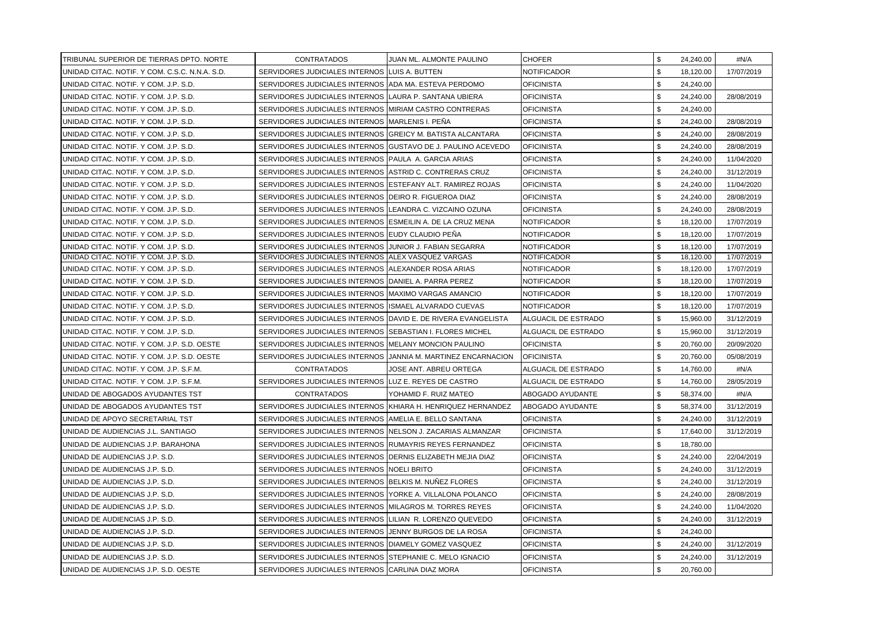| | | | | | | |
|---|---|---|---|---|---|---|
| TRIBUNAL SUPERIOR DE TIERRAS DPTO. NORTE | CONTRATADOS | JUAN ML. ALMONTE PAULINO | CHOFER | $ | 24,240.00 | #N/A |
| UNIDAD CITAC. NOTIF. Y COM. C.S.C. N.N.A. S.D. | SERVIDORES JUDICIALES INTERNOS | LUIS A. BUTTEN | NOTIFICADOR | $ | 18,120.00 | 17/07/2019 |
| UNIDAD CITAC. NOTIF. Y COM. J.P. S.D. | SERVIDORES JUDICIALES INTERNOS | ADA MA. ESTEVA PERDOMO | OFICINISTA | $ | 24,240.00 | |
| UNIDAD CITAC. NOTIF. Y COM. J.P. S.D. | SERVIDORES JUDICIALES INTERNOS | LAURA P. SANTANA UBIERA | OFICINISTA | $ | 24,240.00 | 28/08/2019 |
| UNIDAD CITAC. NOTIF. Y COM. J.P. S.D. | SERVIDORES JUDICIALES INTERNOS | MIRIAM CASTRO CONTRERAS | OFICINISTA | $ | 24,240.00 | |
| UNIDAD CITAC. NOTIF. Y COM. J.P. S.D. | SERVIDORES JUDICIALES INTERNOS | MARLENIS I. PEÑA | OFICINISTA | $ | 24,240.00 | 28/08/2019 |
| UNIDAD CITAC. NOTIF. Y COM. J.P. S.D. | SERVIDORES JUDICIALES INTERNOS | GREICY M. BATISTA ALCANTARA | OFICINISTA | $ | 24,240.00 | 28/08/2019 |
| UNIDAD CITAC. NOTIF. Y COM. J.P. S.D. | SERVIDORES JUDICIALES INTERNOS | GUSTAVO DE J. PAULINO ACEVEDO | OFICINISTA | $ | 24,240.00 | 28/08/2019 |
| UNIDAD CITAC. NOTIF. Y COM. J.P. S.D. | SERVIDORES JUDICIALES INTERNOS | PAULA A. GARCIA ARIAS | OFICINISTA | $ | 24,240.00 | 11/04/2020 |
| UNIDAD CITAC. NOTIF. Y COM. J.P. S.D. | SERVIDORES JUDICIALES INTERNOS | ASTRID C. CONTRERAS CRUZ | OFICINISTA | $ | 24,240.00 | 31/12/2019 |
| UNIDAD CITAC. NOTIF. Y COM. J.P. S.D. | SERVIDORES JUDICIALES INTERNOS | ESTEFANY ALT. RAMIREZ ROJAS | OFICINISTA | $ | 24,240.00 | 11/04/2020 |
| UNIDAD CITAC. NOTIF. Y COM. J.P. S.D. | SERVIDORES JUDICIALES INTERNOS | DEIRO R. FIGUEROA DIAZ | OFICINISTA | $ | 24,240.00 | 28/08/2019 |
| UNIDAD CITAC. NOTIF. Y COM. J.P. S.D. | SERVIDORES JUDICIALES INTERNOS | LEANDRA C. VIZCAINO OZUNA | OFICINISTA | $ | 24,240.00 | 28/08/2019 |
| UNIDAD CITAC. NOTIF. Y COM. J.P. S.D. | SERVIDORES JUDICIALES INTERNOS | ESMEILIN A. DE LA CRUZ MENA | NOTIFICADOR | $ | 18,120.00 | 17/07/2019 |
| UNIDAD CITAC. NOTIF. Y COM. J.P. S.D. | SERVIDORES JUDICIALES INTERNOS | EUDY CLAUDIO PEÑA | NOTIFICADOR | $ | 18,120.00 | 17/07/2019 |
| UNIDAD CITAC. NOTIF. Y COM. J.P. S.D. | SERVIDORES JUDICIALES INTERNOS | JUNIOR J. FABIAN SEGARRA | NOTIFICADOR | $ | 18,120.00 | 17/07/2019 |
| UNIDAD CITAC. NOTIF. Y COM. J.P. S.D. | SERVIDORES JUDICIALES INTERNOS | ALEX VASQUEZ VARGAS | NOTIFICADOR | $ | 18,120.00 | 17/07/2019 |
| UNIDAD CITAC. NOTIF. Y COM. J.P. S.D. | SERVIDORES JUDICIALES INTERNOS | ALEXANDER ROSA ARIAS | NOTIFICADOR | $ | 18,120.00 | 17/07/2019 |
| UNIDAD CITAC. NOTIF. Y COM. J.P. S.D. | SERVIDORES JUDICIALES INTERNOS | DANIEL A. PARRA PEREZ | NOTIFICADOR | $ | 18,120.00 | 17/07/2019 |
| UNIDAD CITAC. NOTIF. Y COM. J.P. S.D. | SERVIDORES JUDICIALES INTERNOS | MAXIMO VARGAS AMANCIO | NOTIFICADOR | $ | 18,120.00 | 17/07/2019 |
| UNIDAD CITAC. NOTIF. Y COM. J.P. S.D. | SERVIDORES JUDICIALES INTERNOS | ISMAEL ALVARADO CUEVAS | NOTIFICADOR | $ | 18,120.00 | 17/07/2019 |
| UNIDAD CITAC. NOTIF. Y COM. J.P. S.D. | SERVIDORES JUDICIALES INTERNOS | DAVID E. DE RIVERA EVANGELISTA | ALGUACIL DE ESTRADO | $ | 15,960.00 | 31/12/2019 |
| UNIDAD CITAC. NOTIF. Y COM. J.P. S.D. | SERVIDORES JUDICIALES INTERNOS | SEBASTIAN I. FLORES MICHEL | ALGUACIL DE ESTRADO | $ | 15,960.00 | 31/12/2019 |
| UNIDAD CITAC. NOTIF. Y COM. J.P. S.D. OESTE | SERVIDORES JUDICIALES INTERNOS | MELANY MONCION PAULINO | OFICINISTA | $ | 20,760.00 | 20/09/2020 |
| UNIDAD CITAC. NOTIF. Y COM. J.P. S.D. OESTE | SERVIDORES JUDICIALES INTERNOS | JANNIA M. MARTINEZ ENCARNACION | OFICINISTA | $ | 20,760.00 | 05/08/2019 |
| UNIDAD CITAC. NOTIF. Y COM. J.P. S.F.M. | CONTRATADOS | JOSE ANT. ABREU ORTEGA | ALGUACIL DE ESTRADO | $ | 14,760.00 | #N/A |
| UNIDAD CITAC. NOTIF. Y COM. J.P. S.F.M. | SERVIDORES JUDICIALES INTERNOS | LUZ E. REYES DE CASTRO | ALGUACIL DE ESTRADO | $ | 14,760.00 | 28/05/2019 |
| UNIDAD DE ABOGADOS AYUDANTES TST | CONTRATADOS | YOHAMID F. RUIZ MATEO | ABOGADO AYUDANTE | $ | 58,374.00 | #N/A |
| UNIDAD DE ABOGADOS AYUDANTES TST | SERVIDORES JUDICIALES INTERNOS | KHIARA H. HENRIQUEZ HERNANDEZ | ABOGADO AYUDANTE | $ | 58,374.00 | 31/12/2019 |
| UNIDAD DE APOYO SECRETARIAL TST | SERVIDORES JUDICIALES INTERNOS | AMELIA E. BELLO SANTANA | OFICINISTA | $ | 24,240.00 | 31/12/2019 |
| UNIDAD DE AUDIENCIAS J.L. SANTIAGO | SERVIDORES JUDICIALES INTERNOS | NELSON J. ZACARIAS ALMANZAR | OFICINISTA | $ | 17,640.00 | 31/12/2019 |
| UNIDAD DE AUDIENCIAS J.P. BARAHONA | SERVIDORES JUDICIALES INTERNOS | RUMAYRIS REYES FERNANDEZ | OFICINISTA | $ | 18,780.00 | |
| UNIDAD DE AUDIENCIAS J.P. S.D. | SERVIDORES JUDICIALES INTERNOS | DERNIS ELIZABETH MEJIA DIAZ | OFICINISTA | $ | 24,240.00 | 22/04/2019 |
| UNIDAD DE AUDIENCIAS J.P. S.D. | SERVIDORES JUDICIALES INTERNOS | NOELI BRITO | OFICINISTA | $ | 24,240.00 | 31/12/2019 |
| UNIDAD DE AUDIENCIAS J.P. S.D. | SERVIDORES JUDICIALES INTERNOS | BELKIS M. NUÑEZ FLORES | OFICINISTA | $ | 24,240.00 | 31/12/2019 |
| UNIDAD DE AUDIENCIAS J.P. S.D. | SERVIDORES JUDICIALES INTERNOS | YORKE A. VILLALONA POLANCO | OFICINISTA | $ | 24,240.00 | 28/08/2019 |
| UNIDAD DE AUDIENCIAS J.P. S.D. | SERVIDORES JUDICIALES INTERNOS | MILAGROS M. TORRES REYES | OFICINISTA | $ | 24,240.00 | 11/04/2020 |
| UNIDAD DE AUDIENCIAS J.P. S.D. | SERVIDORES JUDICIALES INTERNOS | LILIAN R. LORENZO QUEVEDO | OFICINISTA | $ | 24,240.00 | 31/12/2019 |
| UNIDAD DE AUDIENCIAS J.P. S.D. | SERVIDORES JUDICIALES INTERNOS | JENNY BURGOS DE LA ROSA | OFICINISTA | $ | 24,240.00 | |
| UNIDAD DE AUDIENCIAS J.P. S.D. | SERVIDORES JUDICIALES INTERNOS | DIAMELY GOMEZ VASQUEZ | OFICINISTA | $ | 24,240.00 | 31/12/2019 |
| UNIDAD DE AUDIENCIAS J.P. S.D. | SERVIDORES JUDICIALES INTERNOS | STEPHANIE C. MELO IGNACIO | OFICINISTA | $ | 24,240.00 | 31/12/2019 |
| UNIDAD DE AUDIENCIAS J.P. S.D. OESTE | SERVIDORES JUDICIALES INTERNOS | CARLINA DIAZ MORA | OFICINISTA | $ | 20,760.00 | |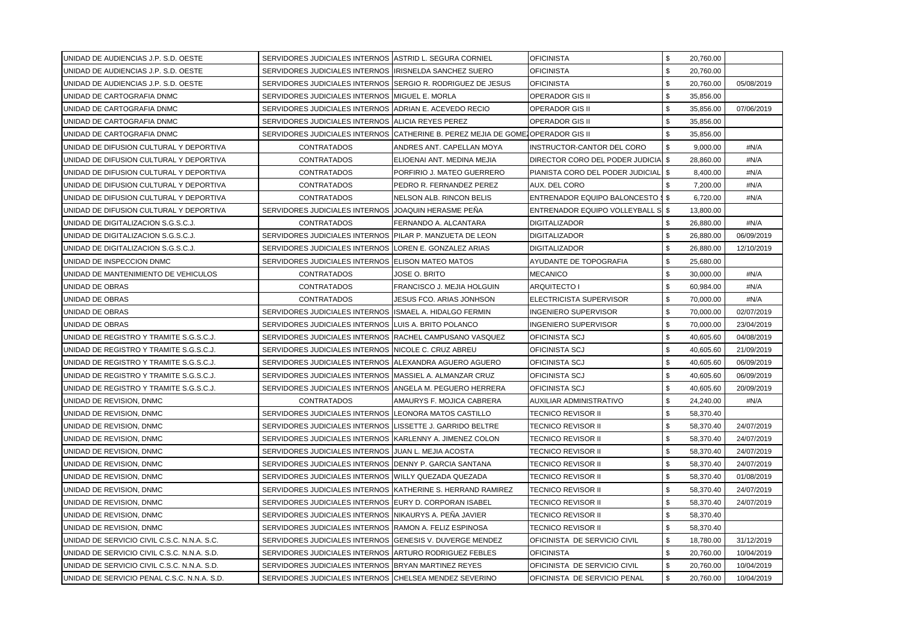| | | | | | | |
|---|---|---|---|---|---|---|
| UNIDAD DE AUDIENCIAS J.P. S.D. OESTE | SERVIDORES JUDICIALES INTERNOS | ASTRID L. SEGURA CORNIEL | OFICINISTA | $ | 20,760.00 | |
| UNIDAD DE AUDIENCIAS J.P. S.D. OESTE | SERVIDORES JUDICIALES INTERNOS | IRISNELDA SANCHEZ SUERO | OFICINISTA | $ | 20,760.00 | |
| UNIDAD DE AUDIENCIAS J.P. S.D. OESTE | SERVIDORES JUDICIALES INTERNOS | SERGIO R. RODRIGUEZ DE JESUS | OFICINISTA | $ | 20,760.00 | 05/08/2019 |
| UNIDAD DE CARTOGRAFIA DNMC | SERVIDORES JUDICIALES INTERNOS | MIGUEL E. MORLA | OPERADOR GIS II | $ | 35,856.00 | |
| UNIDAD DE CARTOGRAFIA DNMC | SERVIDORES JUDICIALES INTERNOS | ADRIAN E. ACEVEDO RECIO | OPERADOR GIS II | $ | 35,856.00 | 07/06/2019 |
| UNIDAD DE CARTOGRAFIA DNMC | SERVIDORES JUDICIALES INTERNOS | ALICIA REYES PEREZ | OPERADOR GIS II | $ | 35,856.00 | |
| UNIDAD DE CARTOGRAFIA DNMC | SERVIDORES JUDICIALES INTERNOS | CATHERINE B. PEREZ MEJIA DE GOME | OPERADOR GIS II | $ | 35,856.00 | |
| UNIDAD DE DIFUSION CULTURAL Y DEPORTIVA | CONTRATADOS | ANDRES ANT. CAPELLAN MOYA | INSTRUCTOR-CANTOR DEL CORO | $ | 9,000.00 | #N/A |
| UNIDAD DE DIFUSION CULTURAL Y DEPORTIVA | CONTRATADOS | ELIOENAI ANT. MEDINA MEJIA | DIRECTOR CORO DEL PODER JUDICIA | $ | 28,860.00 | #N/A |
| UNIDAD DE DIFUSION CULTURAL Y DEPORTIVA | CONTRATADOS | PORFIRIO J. MATEO GUERRERO | PIANISTA CORO DEL PODER JUDICIAL | $ | 8,400.00 | #N/A |
| UNIDAD DE DIFUSION CULTURAL Y DEPORTIVA | CONTRATADOS | PEDRO R. FERNANDEZ PEREZ | AUX. DEL CORO | $ | 7,200.00 | #N/A |
| UNIDAD DE DIFUSION CULTURAL Y DEPORTIVA | CONTRATADOS | NELSON ALB. RINCON BELIS | ENTRENADOR EQUIPO BALONCESTO | $ | 6,720.00 | #N/A |
| UNIDAD DE DIFUSION CULTURAL Y DEPORTIVA | SERVIDORES JUDICIALES INTERNOS | JOAQUIN HERASME PEÑA | ENTRENADOR EQUIPO VOLLEYBALL S | $ | 13,800.00 | |
| UNIDAD DE DIGITALIZACION S.G.S.C.J. | CONTRATADOS | FERNANDO A. ALCANTARA | DIGITALIZADOR | $ | 26,880.00 | #N/A |
| UNIDAD DE DIGITALIZACION S.G.S.C.J. | SERVIDORES JUDICIALES INTERNOS | PILAR P. MANZUETA DE LEON | DIGITALIZADOR | $ | 26,880.00 | 06/09/2019 |
| UNIDAD DE DIGITALIZACION S.G.S.C.J. | SERVIDORES JUDICIALES INTERNOS | LOREN E. GONZALEZ ARIAS | DIGITALIZADOR | $ | 26,880.00 | 12/10/2019 |
| UNIDAD DE INSPECCION DNMC | SERVIDORES JUDICIALES INTERNOS | ELISON MATEO MATOS | AYUDANTE DE TOPOGRAFIA | $ | 25,680.00 | |
| UNIDAD DE MANTENIMIENTO DE VEHICULOS | CONTRATADOS | JOSE O. BRITO | MECANICO | $ | 30,000.00 | #N/A |
| UNIDAD DE OBRAS | CONTRATADOS | FRANCISCO J. MEJIA HOLGUIN | ARQUITECTO I | $ | 60,984.00 | #N/A |
| UNIDAD DE OBRAS | CONTRATADOS | JESUS FCO. ARIAS JONHSON | ELECTRICISTA SUPERVISOR | $ | 70,000.00 | #N/A |
| UNIDAD DE OBRAS | SERVIDORES JUDICIALES INTERNOS | ISMAEL A. HIDALGO FERMIN | INGENIERO SUPERVISOR | $ | 70,000.00 | 02/07/2019 |
| UNIDAD DE OBRAS | SERVIDORES JUDICIALES INTERNOS | LUIS A. BRITO POLANCO | INGENIERO SUPERVISOR | $ | 70,000.00 | 23/04/2019 |
| UNIDAD DE REGISTRO Y TRAMITE S.G.S.C.J. | SERVIDORES JUDICIALES INTERNOS | RACHEL CAMPUSANO VASQUEZ | OFICINISTA SCJ | $ | 40,605.60 | 04/08/2019 |
| UNIDAD DE REGISTRO Y TRAMITE S.G.S.C.J. | SERVIDORES JUDICIALES INTERNOS | NICOLE C. CRUZ ABREU | OFICINISTA SCJ | $ | 40,605.60 | 21/09/2019 |
| UNIDAD DE REGISTRO Y TRAMITE S.G.S.C.J. | SERVIDORES JUDICIALES INTERNOS | ALEXANDRA AGUERO AGUERO | OFICINISTA SCJ | $ | 40,605.60 | 06/09/2019 |
| UNIDAD DE REGISTRO Y TRAMITE S.G.S.C.J. | SERVIDORES JUDICIALES INTERNOS | MASSIEL A. ALMANZAR CRUZ | OFICINISTA SCJ | $ | 40,605.60 | 06/09/2019 |
| UNIDAD DE REGISTRO Y TRAMITE S.G.S.C.J. | SERVIDORES JUDICIALES INTERNOS | ANGELA M. PEGUERO HERRERA | OFICINISTA SCJ | $ | 40,605.60 | 20/09/2019 |
| UNIDAD DE REVISION, DNMC | CONTRATADOS | AMAURYS F. MOJICA CABRERA | AUXILIAR ADMINISTRATIVO | $ | 24,240.00 | #N/A |
| UNIDAD DE REVISION, DNMC | SERVIDORES JUDICIALES INTERNOS | LEONORA MATOS CASTILLO | TECNICO REVISOR II | $ | 58,370.40 | |
| UNIDAD DE REVISION, DNMC | SERVIDORES JUDICIALES INTERNOS | LISSETTE J. GARRIDO BELTRE | TECNICO REVISOR II | $ | 58,370.40 | 24/07/2019 |
| UNIDAD DE REVISION, DNMC | SERVIDORES JUDICIALES INTERNOS | KARLENNY A. JIMENEZ COLON | TECNICO REVISOR II | $ | 58,370.40 | 24/07/2019 |
| UNIDAD DE REVISION, DNMC | SERVIDORES JUDICIALES INTERNOS | JUAN L. MEJIA ACOSTA | TECNICO REVISOR II | $ | 58,370.40 | 24/07/2019 |
| UNIDAD DE REVISION, DNMC | SERVIDORES JUDICIALES INTERNOS | DENNY P. GARCIA SANTANA | TECNICO REVISOR II | $ | 58,370.40 | 24/07/2019 |
| UNIDAD DE REVISION, DNMC | SERVIDORES JUDICIALES INTERNOS | WILLY QUEZADA QUEZADA | TECNICO REVISOR II | $ | 58,370.40 | 01/08/2019 |
| UNIDAD DE REVISION, DNMC | SERVIDORES JUDICIALES INTERNOS | KATHERINE S. HERRAND RAMIREZ | TECNICO REVISOR II | $ | 58,370.40 | 24/07/2019 |
| UNIDAD DE REVISION, DNMC | SERVIDORES JUDICIALES INTERNOS | EURY D. CORPORAN ISABEL | TECNICO REVISOR II | $ | 58,370.40 | 24/07/2019 |
| UNIDAD DE REVISION, DNMC | SERVIDORES JUDICIALES INTERNOS | NIKAURYS A. PEÑA JAVIER | TECNICO REVISOR II | $ | 58,370.40 | |
| UNIDAD DE REVISION, DNMC | SERVIDORES JUDICIALES INTERNOS | RAMON A. FELIZ ESPINOSA | TECNICO REVISOR II | $ | 58,370.40 | |
| UNIDAD DE SERVICIO CIVIL C.S.C. N.N.A. S.C. | SERVIDORES JUDICIALES INTERNOS | GENESIS V. DUVERGE MENDEZ | OFICINISTA DE SERVICIO CIVIL | $ | 18,780.00 | 31/12/2019 |
| UNIDAD DE SERVICIO CIVIL C.S.C. N.N.A. S.D. | SERVIDORES JUDICIALES INTERNOS | ARTURO RODRIGUEZ FEBLES | OFICINISTA | $ | 20,760.00 | 10/04/2019 |
| UNIDAD DE SERVICIO CIVIL C.S.C. N.N.A. S.D. | SERVIDORES JUDICIALES INTERNOS | BRYAN MARTINEZ REYES | OFICINISTA DE SERVICIO CIVIL | $ | 20,760.00 | 10/04/2019 |
| UNIDAD DE SERVICIO PENAL C.S.C. N.N.A. S.D. | SERVIDORES JUDICIALES INTERNOS | CHELSEA MENDEZ SEVERINO | OFICINISTA DE SERVICIO PENAL | $ | 20,760.00 | 10/04/2019 |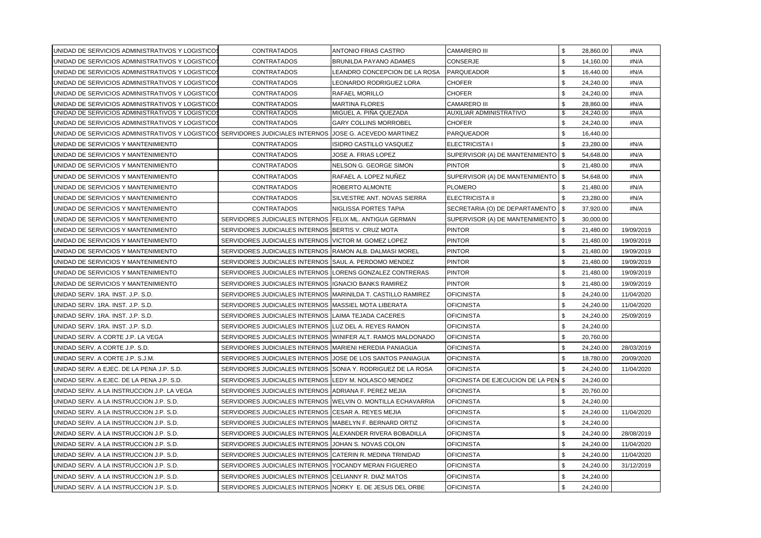| | | | | | | |
|---|---|---|---|---|---|---|
| UNIDAD DE SERVICIOS ADMINISTRATIVOS Y LOGISTICOS | CONTRATADOS | ANTONIO FRIAS CASTRO | CAMARERO III | $ | 28,860.00 | #N/A |
| UNIDAD DE SERVICIOS ADMINISTRATIVOS Y LOGISTICOS | CONTRATADOS | BRUNILDA PAYANO ADAMES | CONSERJE | $ | 14,160.00 | #N/A |
| UNIDAD DE SERVICIOS ADMINISTRATIVOS Y LOGISTICOS | CONTRATADOS | LEANDRO CONCEPCION DE LA ROSA | PARQUEADOR | $ | 16,440.00 | #N/A |
| UNIDAD DE SERVICIOS ADMINISTRATIVOS Y LOGISTICOS | CONTRATADOS | LEONARDO RODRIGUEZ LORA | CHOFER | $ | 24,240.00 | #N/A |
| UNIDAD DE SERVICIOS ADMINISTRATIVOS Y LOGISTICOS | CONTRATADOS | RAFAEL MORILLO | CHOFER | $ | 24,240.00 | #N/A |
| UNIDAD DE SERVICIOS ADMINISTRATIVOS Y LOGISTICOS | CONTRATADOS | MARTINA FLORES | CAMARERO III | $ | 28,860.00 | #N/A |
| UNIDAD DE SERVICIOS ADMINISTRATIVOS Y LOGISTICOS | CONTRATADOS | MIGUEL A. PIÑA QUEZADA | AUXILIAR ADMINISTRATIVO | $ | 24,240.00 | #N/A |
| UNIDAD DE SERVICIOS ADMINISTRATIVOS Y LOGISTICOS | CONTRATADOS | GARY COLLINS MORROBEL | CHOFER | $ | 24,240.00 | #N/A |
| UNIDAD DE SERVICIOS ADMINISTRATIVOS Y LOGISTICOS | SERVIDORES JUDICIALES INTERNOS | JOSE G. ACEVEDO MARTINEZ | PARQUEADOR | $ | 16,440.00 | |
| UNIDAD DE SERVICIOS Y MANTENIMIENTO | CONTRATADOS | ISIDRO CASTILLO VASQUEZ | ELECTRICISTA I | $ | 23,280.00 | #N/A |
| UNIDAD DE SERVICIOS Y MANTENIMIENTO | CONTRATADOS | JOSE A. FRIAS LOPEZ | SUPERVISOR (A) DE MANTENIMIENTO | $ | 54,648.00 | #N/A |
| UNIDAD DE SERVICIOS Y MANTENIMIENTO | CONTRATADOS | NELSON G. GEORGE SIMON | PINTOR | $ | 21,480.00 | #N/A |
| UNIDAD DE SERVICIOS Y MANTENIMIENTO | CONTRATADOS | RAFAEL A. LOPEZ NUÑEZ | SUPERVISOR (A) DE MANTENIMIENTO | $ | 54,648.00 | #N/A |
| UNIDAD DE SERVICIOS Y MANTENIMIENTO | CONTRATADOS | ROBERTO ALMONTE | PLOMERO | $ | 21,480.00 | #N/A |
| UNIDAD DE SERVICIOS Y MANTENIMIENTO | CONTRATADOS | SILVESTRE ANT. NOVAS SIERRA | ELECTRICISTA II | $ | 23,280.00 | #N/A |
| UNIDAD DE SERVICIOS Y MANTENIMIENTO | CONTRATADOS | NIGLISSA PORTES TAPIA | SECRETARIA (O) DE DEPARTAMENTO | $ | 37,920.00 | #N/A |
| UNIDAD DE SERVICIOS Y MANTENIMIENTO | SERVIDORES JUDICIALES INTERNOS | FELIX ML. ANTIGUA GERMAN | SUPERVISOR (A) DE MANTENIMIENTO | $ | 30,000.00 | |
| UNIDAD DE SERVICIOS Y MANTENIMIENTO | SERVIDORES JUDICIALES INTERNOS | BERTIS V. CRUZ MOTA | PINTOR | $ | 21,480.00 | 19/09/2019 |
| UNIDAD DE SERVICIOS Y MANTENIMIENTO | SERVIDORES JUDICIALES INTERNOS | VICTOR M. GOMEZ LOPEZ | PINTOR | $ | 21,480.00 | 19/09/2019 |
| UNIDAD DE SERVICIOS Y MANTENIMIENTO | SERVIDORES JUDICIALES INTERNOS | RAMON ALB. DALMASI MOREL | PINTOR | $ | 21,480.00 | 19/09/2019 |
| UNIDAD DE SERVICIOS Y MANTENIMIENTO | SERVIDORES JUDICIALES INTERNOS | SAUL A. PERDOMO MENDEZ | PINTOR | $ | 21,480.00 | 19/09/2019 |
| UNIDAD DE SERVICIOS Y MANTENIMIENTO | SERVIDORES JUDICIALES INTERNOS | LORENS GONZALEZ CONTRERAS | PINTOR | $ | 21,480.00 | 19/09/2019 |
| UNIDAD DE SERVICIOS Y MANTENIMIENTO | SERVIDORES JUDICIALES INTERNOS | IGNACIO BANKS RAMIREZ | PINTOR | $ | 21,480.00 | 19/09/2019 |
| UNIDAD SERV. 1RA. INST. J.P. S.D. | SERVIDORES JUDICIALES INTERNOS | MARINILDA T. CASTILLO RAMIREZ | OFICINISTA | $ | 24,240.00 | 11/04/2020 |
| UNIDAD SERV. 1RA. INST. J.P. S.D. | SERVIDORES JUDICIALES INTERNOS | MASSIEL MOTA LIBERATA | OFICINISTA | $ | 24,240.00 | 11/04/2020 |
| UNIDAD SERV. 1RA. INST. J.P. S.D. | SERVIDORES JUDICIALES INTERNOS | LAIMA TEJADA CACERES | OFICINISTA | $ | 24,240.00 | 25/09/2019 |
| UNIDAD SERV. 1RA. INST. J.P. S.D. | SERVIDORES JUDICIALES INTERNOS | LUZ DEL A. REYES RAMON | OFICINISTA | $ | 24,240.00 | |
| UNIDAD SERV. A CORTE J.P. LA VEGA | SERVIDORES JUDICIALES INTERNOS | WINIFER ALT. RAMOS MALDONADO | OFICINISTA | $ | 20,760.00 | |
| UNIDAD SERV. A CORTE J.P. S.D. | SERVIDORES JUDICIALES INTERNOS | MARIENI HEREDIA PANIAGUA | OFICINISTA | $ | 24,240.00 | 28/03/2019 |
| UNIDAD SERV. A CORTE J.P. S.J.M. | SERVIDORES JUDICIALES INTERNOS | JOSE DE LOS SANTOS PANIAGUA | OFICINISTA | $ | 18,780.00 | 20/09/2020 |
| UNIDAD SERV. A EJEC. DE LA PENA J.P. S.D. | SERVIDORES JUDICIALES INTERNOS | SONIA Y. RODRIGUEZ DE LA ROSA | OFICINISTA | $ | 24,240.00 | 11/04/2020 |
| UNIDAD SERV. A EJEC. DE LA PENA J.P. S.D. | SERVIDORES JUDICIALES INTERNOS | LEDY M. NOLASCO MENDEZ | OFICINISTA DE EJECUCION DE LA PEN | $ | 24,240.00 | |
| UNIDAD SERV. A LA INSTRUCCION J.P. LA VEGA | SERVIDORES JUDICIALES INTERNOS | ADRIANA F. PEREZ MEJIA | OFICINISTA | $ | 20,760.00 | |
| UNIDAD SERV. A LA INSTRUCCION J.P. S.D. | SERVIDORES JUDICIALES INTERNOS | WELVIN O. MONTILLA ECHAVARRIA | OFICINISTA | $ | 24,240.00 | |
| UNIDAD SERV. A LA INSTRUCCION J.P. S.D. | SERVIDORES JUDICIALES INTERNOS | CESAR A. REYES MEJIA | OFICINISTA | $ | 24,240.00 | 11/04/2020 |
| UNIDAD SERV. A LA INSTRUCCION J.P. S.D. | SERVIDORES JUDICIALES INTERNOS | MABELYN F. BERNARD ORTIZ | OFICINISTA | $ | 24,240.00 | |
| UNIDAD SERV. A LA INSTRUCCION J.P. S.D. | SERVIDORES JUDICIALES INTERNOS | ALEXANDER RIVERA BOBADILLA | OFICINISTA | $ | 24,240.00 | 28/08/2019 |
| UNIDAD SERV. A LA INSTRUCCION J.P. S.D. | SERVIDORES JUDICIALES INTERNOS | JOHAN S. NOVAS COLON | OFICINISTA | $ | 24,240.00 | 11/04/2020 |
| UNIDAD SERV. A LA INSTRUCCION J.P. S.D. | SERVIDORES JUDICIALES INTERNOS | CATERIN R. MEDINA TRINIDAD | OFICINISTA | $ | 24,240.00 | 11/04/2020 |
| UNIDAD SERV. A LA INSTRUCCION J.P. S.D. | SERVIDORES JUDICIALES INTERNOS | YOCANDY MERAN FIGUEREO | OFICINISTA | $ | 24,240.00 | 31/12/2019 |
| UNIDAD SERV. A LA INSTRUCCION J.P. S.D. | SERVIDORES JUDICIALES INTERNOS | CELIANNY R. DIAZ MATOS | OFICINISTA | $ | 24,240.00 | |
| UNIDAD SERV. A LA INSTRUCCION J.P. S.D. | SERVIDORES JUDICIALES INTERNOS | NORKY E. DE JESUS DEL ORBE | OFICINISTA | $ | 24,240.00 | |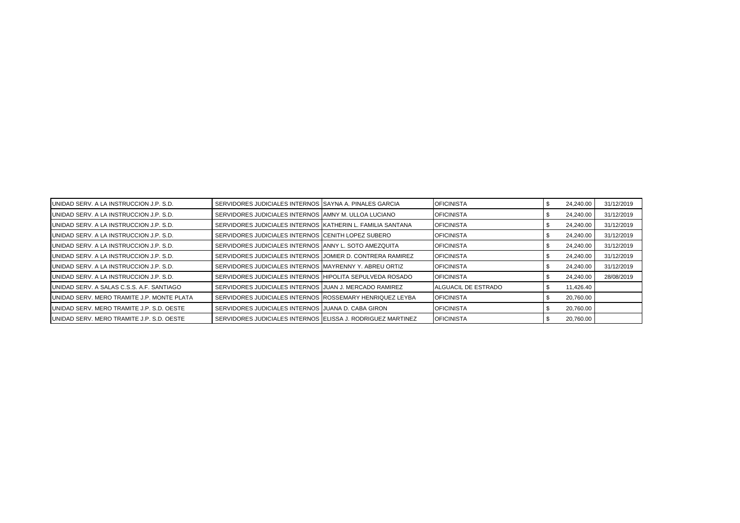| | | | | | | |
|---|---|---|---|---|---|---|
| UNIDAD SERV. A LA INSTRUCCION J.P. S.D. | SERVIDORES JUDICIALES INTERNOS | SAYNA A. PINALES GARCIA | OFICINISTA | $ | 24,240.00 | 31/12/2019 |
| UNIDAD SERV. A LA INSTRUCCION J.P. S.D. | SERVIDORES JUDICIALES INTERNOS | AMNY M. ULLOA LUCIANO | OFICINISTA | $ | 24,240.00 | 31/12/2019 |
| UNIDAD SERV. A LA INSTRUCCION J.P. S.D. | SERVIDORES JUDICIALES INTERNOS | KATHERIN L. FAMILIA SANTANA | OFICINISTA | $ | 24,240.00 | 31/12/2019 |
| UNIDAD SERV. A LA INSTRUCCION J.P. S.D. | SERVIDORES JUDICIALES INTERNOS | CENITH LOPEZ SUBERO | OFICINISTA | $ | 24,240.00 | 31/12/2019 |
| UNIDAD SERV. A LA INSTRUCCION J.P. S.D. | SERVIDORES JUDICIALES INTERNOS | ANNY L. SOTO AMEZQUITA | OFICINISTA | $ | 24,240.00 | 31/12/2019 |
| UNIDAD SERV. A LA INSTRUCCION J.P. S.D. | SERVIDORES JUDICIALES INTERNOS | JOMIER D. CONTRERA RAMIREZ | OFICINISTA | $ | 24,240.00 | 31/12/2019 |
| UNIDAD SERV. A LA INSTRUCCION J.P. S.D. | SERVIDORES JUDICIALES INTERNOS | MAYRENNY Y. ABREU ORTIZ | OFICINISTA | $ | 24,240.00 | 31/12/2019 |
| UNIDAD SERV. A LA INSTRUCCION J.P. S.D. | SERVIDORES JUDICIALES INTERNOS | HIPOLITA SEPULVEDA ROSADO | OFICINISTA | $ | 24,240.00 | 28/08/2019 |
| UNIDAD SERV. A SALAS C.S.S. A.F. SANTIAGO | SERVIDORES JUDICIALES INTERNOS | JUAN J. MERCADO RAMIREZ | ALGUACIL DE ESTRADO | $ | 11,426.40 | |
| UNIDAD SERV. MERO TRAMITE J.P. MONTE PLATA | SERVIDORES JUDICIALES INTERNOS | ROSSEMARY HENRIQUEZ LEYBA | OFICINISTA | $ | 20,760.00 | |
| UNIDAD SERV. MERO TRAMITE J.P. S.D. OESTE | SERVIDORES JUDICIALES INTERNOS | JUANA D. CABA GIRON | OFICINISTA | $ | 20,760.00 | |
| UNIDAD SERV. MERO TRAMITE J.P. S.D. OESTE | SERVIDORES JUDICIALES INTERNOS | ELISSA J. RODRIGUEZ MARTINEZ | OFICINISTA | $ | 20,760.00 | |